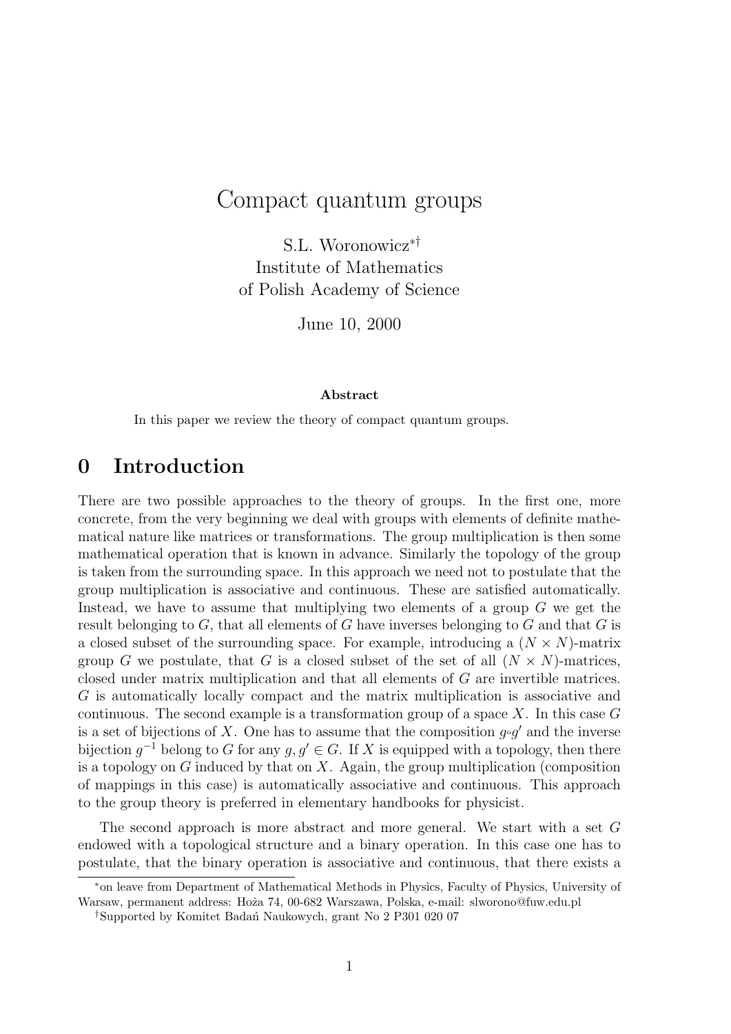# Compact quantum groups

S.L. Woronowicz[*][†]
Institute of Mathematics
of Polish Academy of Science

June 10, 2000

**Abstract**

In this paper we review the theory of compact quantum groups.

## 0 Introduction

There are two possible approaches to the theory of groups. In the first one, more concrete, from the very beginning we deal with groups with elements of definite mathematical nature like matrices or transformations. The group multiplication is then some mathematical operation that is known in advance. Similarly the topology of the group is taken from the surrounding space. In this approach we need not to postulate that the group multiplication is associative and continuous. These are satisfied automatically. Instead, we have to assume that multiplying two elements of a group $G$ we get the result belonging to $G$, that all elements of $G$ have inverses belonging to $G$ and that $G$ is a closed subset of the surrounding space. For example, introducing a $(N \times N)$-matrix group $G$ we postulate, that $G$ is a closed subset of the set of all $(N \times N)$-matrices, closed under matrix multiplication and that all elements of $G$ are invertible matrices. $G$ is automatically locally compact and the matrix multiplication is associative and continuous. The second example is a transformation group of a space $X$. In this case $G$ is a set of bijections of $X$. One has to assume that the composition $g \circ g'$ and the inverse bijection $g^{-1}$ belong to $G$ for any $g, g' \in G$. If $X$ is equipped with a topology, then there is a topology on $G$ induced by that on $X$. Again, the group multiplication (composition of mappings in this case) is automatically associative and continuous. This approach to the group theory is preferred in elementary handbooks for physicist.

The second approach is more abstract and more general. We start with a set $G$ endowed with a topological structure and a binary operation. In this case one has to postulate, that the binary operation is associative and continuous, that there exists a

[*]on leave from Department of Mathematical Methods in Physics, Faculty of Physics, University of Warsaw, permanent address: Hoża 74, 00-682 Warszawa, Polska, e-mail: slworono@fuw.edu.pl

[†]Supported by Komitet Badań Naukowych, grant No 2 P301 020 07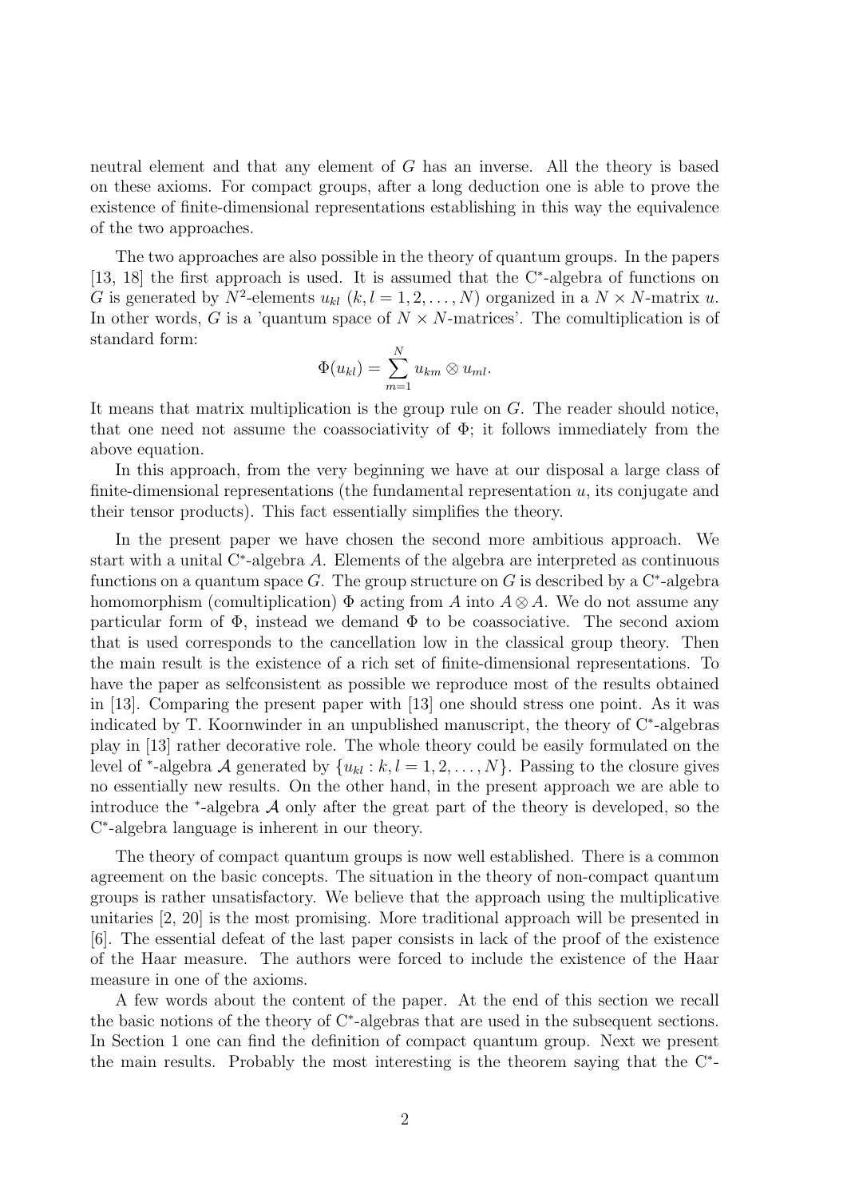neutral element and that any element of $G$ has an inverse. All the theory is based on these axioms. For compact groups, after a long deduction one is able to prove the existence of finite-dimensional representations establishing in this way the equivalence of the two approaches.

The two approaches are also possible in the theory of quantum groups. In the papers [13, 18] the first approach is used. It is assumed that the C$^*$-algebra of functions on $G$ is generated by $N^2$-elements $u_{kl}$ $(k, l = 1, 2, \ldots, N)$ organized in a $N \times N$-matrix $u$. In other words, $G$ is a 'quantum space of $N \times N$-matrices'. The comultiplication is of standard form:

$$\Phi(u_{kl}) = \sum_{m=1}^{N} u_{km} \otimes u_{ml}.$$

It means that matrix multiplication is the group rule on $G$. The reader should notice, that one need not assume the coassociativity of $\Phi$; it follows immediately from the above equation.

In this approach, from the very beginning we have at our disposal a large class of finite-dimensional representations (the fundamental representation $u$, its conjugate and their tensor products). This fact essentially simplifies the theory.

In the present paper we have chosen the second more ambitious approach. We start with a unital C$^*$-algebra $A$. Elements of the algebra are interpreted as continuous functions on a quantum space $G$. The group structure on $G$ is described by a C$^*$-algebra homomorphism (comultiplication) $\Phi$ acting from $A$ into $A \otimes A$. We do not assume any particular form of $\Phi$, instead we demand $\Phi$ to be coassociative. The second axiom that is used corresponds to the cancellation low in the classical group theory. Then the main result is the existence of a rich set of finite-dimensional representations. To have the paper as selfconsistent as possible we reproduce most of the results obtained in [13]. Comparing the present paper with [13] one should stress one point. As it was indicated by T. Koornwinder in an unpublished manuscript, the theory of C$^*$-algebras play in [13] rather decorative role. The whole theory could be easily formulated on the level of $^*$-algebra $\mathcal{A}$ generated by $\{u_{kl} : k, l = 1, 2, \ldots, N\}$. Passing to the closure gives no essentially new results. On the other hand, in the present approach we are able to introduce the $^*$-algebra $\mathcal{A}$ only after the great part of the theory is developed, so the C$^*$-algebra language is inherent in our theory.

The theory of compact quantum groups is now well established. There is a common agreement on the basic concepts. The situation in the theory of non-compact quantum groups is rather unsatisfactory. We believe that the approach using the multiplicative unitaries [2, 20] is the most promising. More traditional approach will be presented in [6]. The essential defeat of the last paper consists in lack of the proof of the existence of the Haar measure. The authors were forced to include the existence of the Haar measure in one of the axioms.

A few words about the content of the paper. At the end of this section we recall the basic notions of the theory of C$^*$-algebras that are used in the subsequent sections. In Section 1 one can find the definition of compact quantum group. Next we present the main results. Probably the most interesting is the theorem saying that the C$^*$-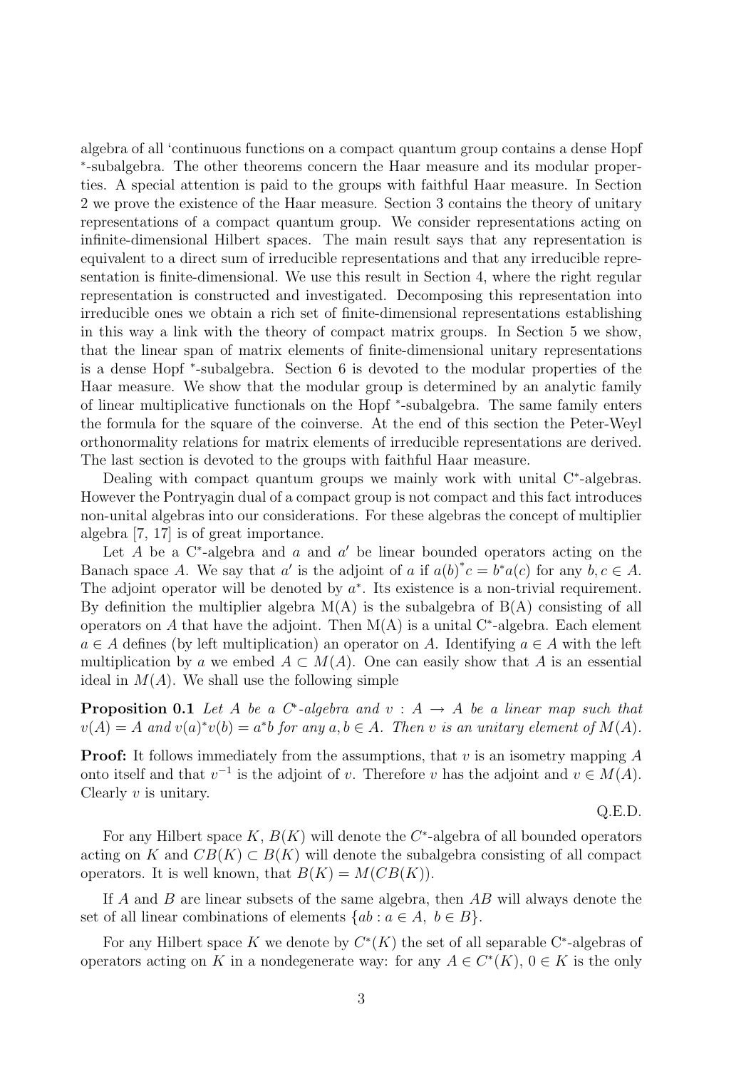algebra of all 'continuous functions on a compact quantum group contains a dense Hopf $^*$-subalgebra. The other theorems concern the Haar measure and its modular properties. A special attention is paid to the groups with faithful Haar measure. In Section 2 we prove the existence of the Haar measure. Section 3 contains the theory of unitary representations of a compact quantum group. We consider representations acting on infinite-dimensional Hilbert spaces. The main result says that any representation is equivalent to a direct sum of irreducible representations and that any irreducible representation is finite-dimensional. We use this result in Section 4, where the right regular representation is constructed and investigated. Decomposing this representation into irreducible ones we obtain a rich set of finite-dimensional representations establishing in this way a link with the theory of compact matrix groups. In Section 5 we show, that the linear span of matrix elements of finite-dimensional unitary representations is a dense Hopf $^*$-subalgebra. Section 6 is devoted to the modular properties of the Haar measure. We show that the modular group is determined by an analytic family of linear multiplicative functionals on the Hopf $^*$-subalgebra. The same family enters the formula for the square of the coinverse. At the end of this section the Peter-Weyl orthonormality relations for matrix elements of irreducible representations are derived. The last section is devoted to the groups with faithful Haar measure.

Dealing with compact quantum groups we mainly work with unital C$^*$-algebras. However the Pontryagin dual of a compact group is not compact and this fact introduces non-unital algebras into our considerations. For these algebras the concept of multiplier algebra [7, 17] is of great importance.

Let $A$ be a C$^*$-algebra and $a$ and $a'$ be linear bounded operators acting on the Banach space $A$. We say that $a'$ is the adjoint of $a$ if $a(b)^* c = b^* a(c)$ for any $b, c \in A$. The adjoint operator will be denoted by $a^*$. Its existence is a non-trivial requirement. By definition the multiplier algebra M(A) is the subalgebra of B(A) consisting of all operators on $A$ that have the adjoint. Then M(A) is a unital C$^*$-algebra. Each element $a \in A$ defines (by left multiplication) an operator on $A$. Identifying $a \in A$ with the left multiplication by $a$ we embed $A \subset M(A)$. One can easily show that $A$ is an essential ideal in $M(A)$. We shall use the following simple

**Proposition 0.1** *Let $A$ be a C$^*$-algebra and $v : A \to A$ be a linear map such that $v(A) = A$ and $v(a)^* v(b) = a^* b$ for any $a, b \in A$. Then $v$ is an unitary element of $M(A)$.*

**Proof:** It follows immediately from the assumptions, that $v$ is an isometry mapping $A$ onto itself and that $v^{-1}$ is the adjoint of $v$. Therefore $v$ has the adjoint and $v \in M(A)$. Clearly $v$ is unitary.

Q.E.D.

For any Hilbert space $K$, $B(K)$ will denote the $C^*$-algebra of all bounded operators acting on $K$ and $CB(K) \subset B(K)$ will denote the subalgebra consisting of all compact operators. It is well known, that $B(K) = M(CB(K))$.

If $A$ and $B$ are linear subsets of the same algebra, then $AB$ will always denote the set of all linear combinations of elements $\{ab : a \in A,\ b \in B\}$.

For any Hilbert space $K$ we denote by $C^*(K)$ the set of all separable C$^*$-algebras of operators acting on $K$ in a nondegenerate way: for any $A \in C^*(K)$, $0 \in K$ is the only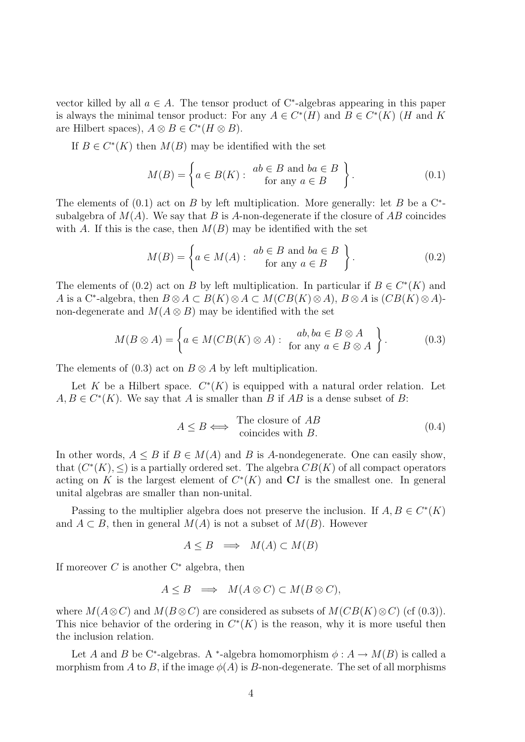vector killed by all $a \in A$. The tensor product of C*-algebras appearing in this paper is always the minimal tensor product: For any $A \in C^*(H)$ and $B \in C^*(K)$ ($H$ and $K$ are Hilbert spaces), $A \otimes B \in C^*(H \otimes B)$.

If $B \in C^*(K)$ then $M(B)$ may be identified with the set

$$M(B) = \left\{ a \in B(K) : \begin{array}{c} ab \in B \text{ and } ba \in B \\ \text{for any } a \in B \end{array} \right\}. \tag{0.1}$$

The elements of (0.1) act on $B$ by left multiplication. More generally: let $B$ be a C*-subalgebra of $M(A)$. We say that $B$ is $A$-non-degenerate if the closure of $AB$ coincides with $A$. If this is the case, then $M(B)$ may be identified with the set

$$M(B) = \left\{ a \in M(A) : \begin{array}{c} ab \in B \text{ and } ba \in B \\ \text{for any } a \in B \end{array} \right\}. \tag{0.2}$$

The elements of (0.2) act on $B$ by left multiplication. In particular if $B \in C^*(K)$ and $A$ is a C*-algebra, then $B \otimes A \subset B(K) \otimes A \subset M(CB(K) \otimes A)$, $B \otimes A$ is $(CB(K) \otimes A)$-non-degenerate and $M(A \otimes B)$ may be identified with the set

$$M(B \otimes A) = \left\{ a \in M(CB(K) \otimes A) : \begin{array}{c} ab, ba \in B \otimes A \\ \text{for any } a \in B \otimes A \end{array} \right\}. \tag{0.3}$$

The elements of (0.3) act on $B \otimes A$ by left multiplication.

Let $K$ be a Hilbert space. $C^*(K)$ is equipped with a natural order relation. Let $A, B \in C^*(K)$. We say that $A$ is smaller than $B$ if $AB$ is a dense subset of $B$:

$$A \leq B \iff \begin{array}{c} \text{The closure of } AB \\ \text{coincides with } B. \end{array} \tag{0.4}$$

In other words, $A \leq B$ if $B \in M(A)$ and $B$ is $A$-nondegenerate. One can easily show, that $(C^*(K), \leq)$ is a partially ordered set. The algebra $CB(K)$ of all compact operators acting on $K$ is the largest element of $C^*(K)$ and $\mathbf{C}I$ is the smallest one. In general unital algebras are smaller than non-unital.

Passing to the multiplier algebra does not preserve the inclusion. If $A, B \in C^*(K)$ and $A \subset B$, then in general $M(A)$ is not a subset of $M(B)$. However

$$A \leq B \implies M(A) \subset M(B)$$

If moreover $C$ is another C* algebra, then

$$A \leq B \implies M(A \otimes C) \subset M(B \otimes C),$$

where $M(A \otimes C)$ and $M(B \otimes C)$ are considered as subsets of $M(CB(K) \otimes C)$ (cf (0.3)). This nice behavior of the ordering in $C^*(K)$ is the reason, why it is more useful then the inclusion relation.

Let $A$ and $B$ be C*-algebras. A *-algebra homomorphism $\phi : A \to M(B)$ is called a morphism from $A$ to $B$, if the image $\phi(A)$ is $B$-non-degenerate. The set of all morphisms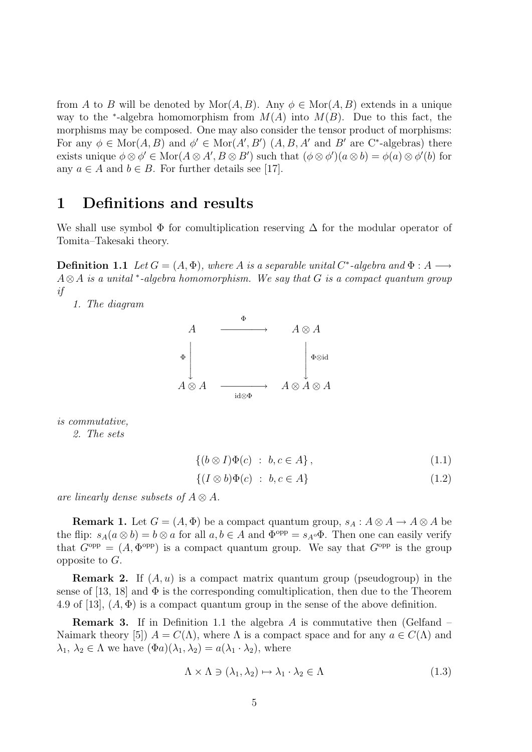from $A$ to $B$ will be denoted by $\mathrm{Mor}(A,B)$. Any $\phi \in \mathrm{Mor}(A,B)$ extends in a unique way to the $^*$-algebra homomorphism from $M(A)$ into $M(B)$. Due to this fact, the morphisms may be composed. One may also consider the tensor product of morphisms: For any $\phi \in \mathrm{Mor}(A,B)$ and $\phi' \in \mathrm{Mor}(A',B')$ ($A, B, A'$ and $B'$ are C$^*$-algebras) there exists unique $\phi \otimes \phi' \in \mathrm{Mor}(A \otimes A', B \otimes B')$ such that $(\phi \otimes \phi')(a \otimes b) = \phi(a) \otimes \phi'(b)$ for any $a \in A$ and $b \in B$. For further details see [17].

# 1 Definitions and results

We shall use symbol $\Phi$ for comultiplication reserving $\Delta$ for the modular operator of Tomita–Takesaki theory.

**Definition 1.1** *Let $G = (A, \Phi)$, where $A$ is a separable unital C$^*$-algebra and $\Phi : A \longrightarrow A \otimes A$ is a unital $^*$-algebra homomorphism. We say that $G$ is a compact quantum group if*

*1. The diagram*

$$\begin{array}{ccc} A & \xrightarrow{\quad\Phi\quad} & A \otimes A \\ {\scriptstyle \Phi}\Big\downarrow & & \Big\downarrow{\scriptstyle \Phi\otimes\mathrm{id}} \\ A \otimes A & \xrightarrow[\mathrm{id}\otimes\Phi]{\quad\quad} & A \otimes A \otimes A \end{array}$$

*is commutative,*

*2. The sets*

$$\{(b \otimes I)\Phi(c) \ : \ b, c \in A\}, \tag{1.1}$$

$$\{(I \otimes b)\Phi(c) \ : \ b, c \in A\} \tag{1.2}$$

*are linearly dense subsets of $A \otimes A$.*

**Remark 1.** Let $G = (A, \Phi)$ be a compact quantum group, $s_A : A \otimes A \to A \otimes A$ be the flip: $s_A(a \otimes b) = b \otimes a$ for all $a, b \in A$ and $\Phi^{\mathrm{opp}} = s_A \circ \Phi$. Then one can easily verify that $G^{\mathrm{opp}} = (A, \Phi^{\mathrm{opp}})$ is a compact quantum group. We say that $G^{\mathrm{opp}}$ is the group opposite to $G$.

**Remark 2.** If $(A, u)$ is a compact matrix quantum group (pseudogroup) in the sense of [13, 18] and $\Phi$ is the corresponding comultiplication, then due to the Theorem 4.9 of [13], $(A, \Phi)$ is a compact quantum group in the sense of the above definition.

**Remark 3.** If in Definition 1.1 the algebra $A$ is commutative then (Gelfand – Naimark theory [5]) $A = C(\Lambda)$, where $\Lambda$ is a compact space and for any $a \in C(\Lambda)$ and $\lambda_1, \lambda_2 \in \Lambda$ we have $(\Phi a)(\lambda_1, \lambda_2) = a(\lambda_1 \cdot \lambda_2)$, where

$$\Lambda \times \Lambda \ni (\lambda_1, \lambda_2) \mapsto \lambda_1 \cdot \lambda_2 \in \Lambda \tag{1.3}$$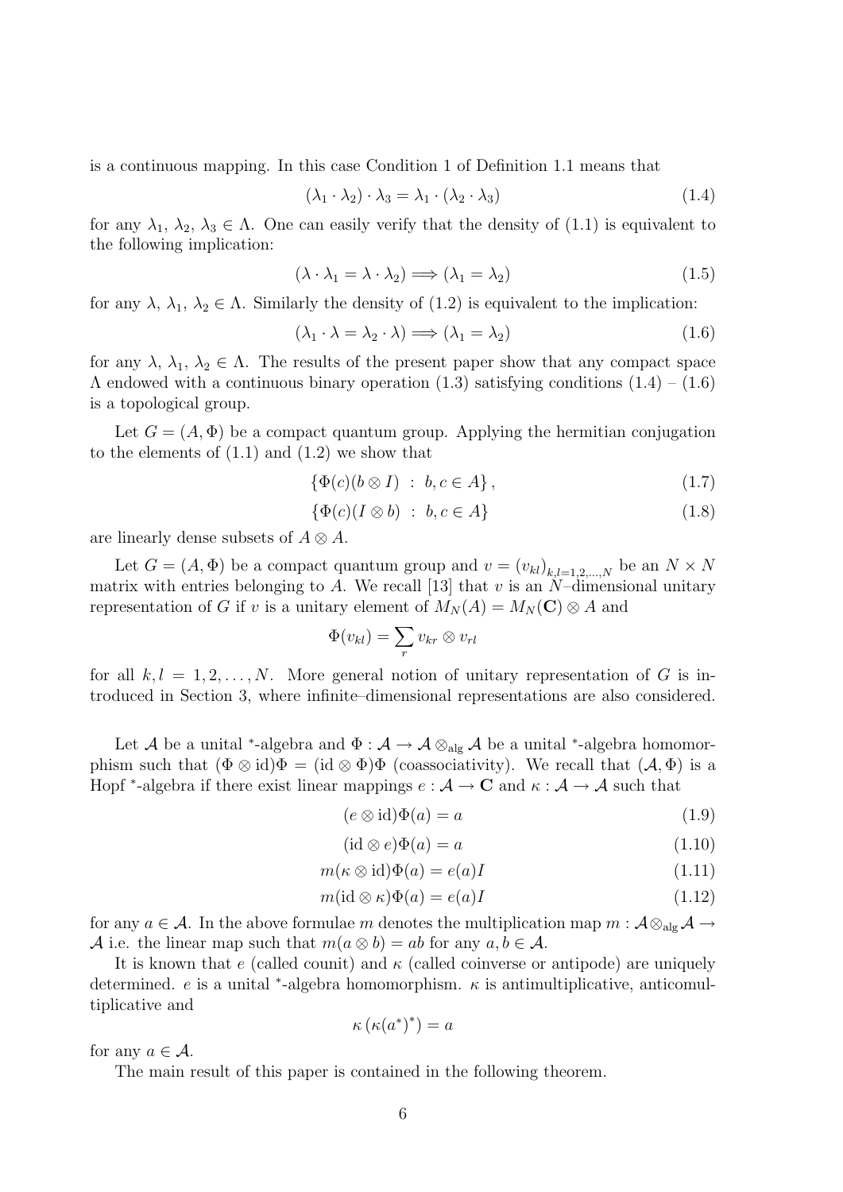is a continuous mapping. In this case Condition 1 of Definition 1.1 means that

$$(\lambda_1 \cdot \lambda_2) \cdot \lambda_3 = \lambda_1 \cdot (\lambda_2 \cdot \lambda_3) \tag{1.4}$$

for any $\lambda_1$, $\lambda_2$, $\lambda_3 \in \Lambda$. One can easily verify that the density of (1.1) is equivalent to the following implication:

$$(\lambda \cdot \lambda_1 = \lambda \cdot \lambda_2) \Longrightarrow (\lambda_1 = \lambda_2) \tag{1.5}$$

for any $\lambda$, $\lambda_1$, $\lambda_2 \in \Lambda$. Similarly the density of (1.2) is equivalent to the implication:

$$(\lambda_1 \cdot \lambda = \lambda_2 \cdot \lambda) \Longrightarrow (\lambda_1 = \lambda_2) \tag{1.6}$$

for any $\lambda$, $\lambda_1$, $\lambda_2 \in \Lambda$. The results of the present paper show that any compact space $\Lambda$ endowed with a continuous binary operation (1.3) satisfying conditions (1.4) – (1.6) is a topological group.

Let $G = (A, \Phi)$ be a compact quantum group. Applying the hermitian conjugation to the elements of (1.1) and (1.2) we show that

$$\{\Phi(c)(b \otimes I) \ : \ b, c \in A\}, \tag{1.7}$$

$$\{\Phi(c)(I \otimes b) \ : \ b, c \in A\} \tag{1.8}$$

are linearly dense subsets of $A \otimes A$.

Let $G = (A, \Phi)$ be a compact quantum group and $v = (v_{kl})_{k,l=1,2,\ldots,N}$ be an $N \times N$ matrix with entries belonging to $A$. We recall [13] that $v$ is an $N$–dimensional unitary representation of $G$ if $v$ is a unitary element of $M_N(A) = M_N(\mathbf{C}) \otimes A$ and

$$\Phi(v_{kl}) = \sum_r v_{kr} \otimes v_{rl}$$

for all $k, l = 1, 2, \ldots, N$. More general notion of unitary representation of $G$ is introduced in Section 3, where infinite–dimensional representations are also considered.

Let $\mathcal{A}$ be a unital ${}^*$-algebra and $\Phi : \mathcal{A} \to \mathcal{A} \otimes_{\mathrm{alg}} \mathcal{A}$ be a unital ${}^*$-algebra homomorphism such that $(\Phi \otimes \mathrm{id})\Phi = (\mathrm{id} \otimes \Phi)\Phi$ (coassociativity). We recall that $(\mathcal{A}, \Phi)$ is a Hopf ${}^*$-algebra if there exist linear mappings $e : \mathcal{A} \to \mathbf{C}$ and $\kappa : \mathcal{A} \to \mathcal{A}$ such that

$$(e \otimes \mathrm{id})\Phi(a) = a \tag{1.9}$$

$$(\mathrm{id} \otimes e)\Phi(a) = a \tag{1.10}$$

$$m(\kappa \otimes \mathrm{id})\Phi(a) = e(a)I \tag{1.11}$$

$$m(\mathrm{id} \otimes \kappa)\Phi(a) = e(a)I \tag{1.12}$$

for any $a \in \mathcal{A}$. In the above formulae $m$ denotes the multiplication map $m : \mathcal{A} \otimes_{\mathrm{alg}} \mathcal{A} \to \mathcal{A}$ i.e. the linear map such that $m(a \otimes b) = ab$ for any $a, b \in \mathcal{A}$.

It is known that $e$ (called counit) and $\kappa$ (called coinverse or antipode) are uniquely determined. $e$ is a unital ${}^*$-algebra homomorphism. $\kappa$ is antimultiplicative, anticomultiplicative and

$$\kappa\left(\kappa(a^*)^*\right) = a$$

for any $a \in \mathcal{A}$.

The main result of this paper is contained in the following theorem.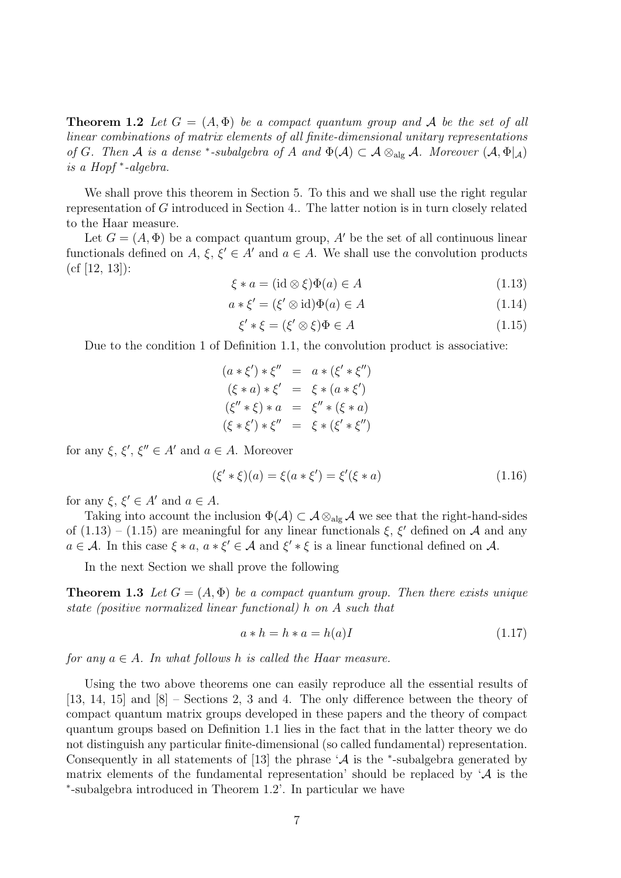**Theorem 1.2** *Let $G = (A, \Phi)$ be a compact quantum group and $\mathcal{A}$ be the set of all linear combinations of matrix elements of all finite-dimensional unitary representations of $G$. Then $\mathcal{A}$ is a dense $^*$-subalgebra of $A$ and $\Phi(\mathcal{A}) \subset \mathcal{A} \otimes_{\text{alg}} \mathcal{A}$. Moreover $(\mathcal{A}, \Phi|_{\mathcal{A}})$ is a Hopf $^*$-algebra.*

We shall prove this theorem in Section 5. To this and we shall use the right regular representation of $G$ introduced in Section 4.. The latter notion is in turn closely related to the Haar measure.

Let $G = (A, \Phi)$ be a compact quantum group, $A'$ be the set of all continuous linear functionals defined on $A$, $\xi$, $\xi' \in A'$ and $a \in A$. We shall use the convolution products (cf [12, 13]):

$$\xi * a = (\text{id} \otimes \xi)\Phi(a) \in A \tag{1.13}$$

$$a * \xi' = (\xi' \otimes \text{id})\Phi(a) \in A \tag{1.14}$$

$$\xi' * \xi = (\xi' \otimes \xi)\Phi \in A \tag{1.15}$$

Due to the condition 1 of Definition 1.1, the convolution product is associative:

$$\begin{aligned}
(a * \xi') * \xi'' &= a * (\xi' * \xi'') \\
(\xi * a) * \xi' &= \xi * (a * \xi') \\
(\xi'' * \xi) * a &= \xi'' * (\xi * a) \\
(\xi * \xi') * \xi'' &= \xi * (\xi' * \xi'')
\end{aligned}$$

for any $\xi$, $\xi'$, $\xi'' \in A'$ and $a \in A$. Moreover

$$(\xi' * \xi)(a) = \xi(a * \xi') = \xi'(\xi * a) \tag{1.16}$$

for any $\xi$, $\xi' \in A'$ and $a \in A$.

Taking into account the inclusion $\Phi(\mathcal{A}) \subset \mathcal{A} \otimes_{\text{alg}} \mathcal{A}$ we see that the right-hand-sides of (1.13) – (1.15) are meaningful for any linear functionals $\xi$, $\xi'$ defined on $\mathcal{A}$ and any $a \in \mathcal{A}$. In this case $\xi * a$, $a * \xi' \in \mathcal{A}$ and $\xi' * \xi$ is a linear functional defined on $\mathcal{A}$.

In the next Section we shall prove the following

**Theorem 1.3** *Let $G = (A, \Phi)$ be a compact quantum group. Then there exists unique state (positive normalized linear functional) $h$ on $A$ such that*

$$a * h = h * a = h(a)I \tag{1.17}$$

*for any $a \in A$. In what follows $h$ is called the Haar measure.*

Using the two above theorems one can easily reproduce all the essential results of [13, 14, 15] and [8] – Sections 2, 3 and 4. The only difference between the theory of compact quantum matrix groups developed in these papers and the theory of compact quantum groups based on Definition 1.1 lies in the fact that in the latter theory we do not distinguish any particular finite-dimensional (so called fundamental) representation. Consequently in all statements of [13] the phrase '$\mathcal{A}$ is the $^*$-subalgebra generated by matrix elements of the fundamental representation' should be replaced by '$\mathcal{A}$ is the $^*$-subalgebra introduced in Theorem 1.2'. In particular we have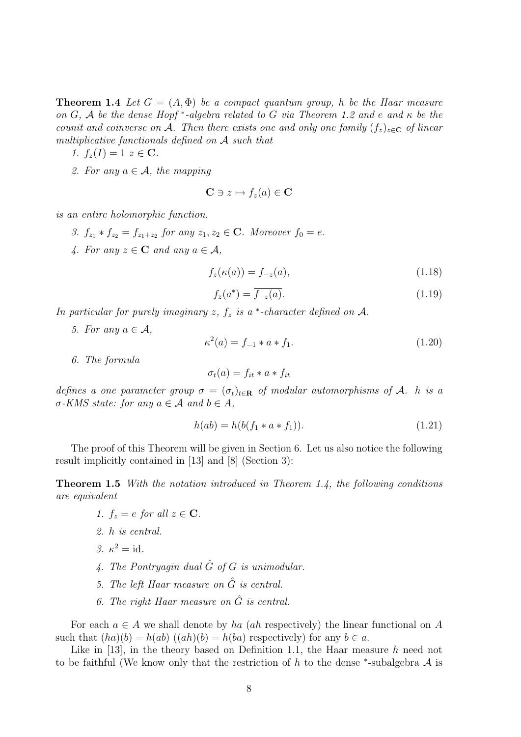**Theorem 1.4** *Let $G = (A, \Phi)$ be a compact quantum group, $h$ be the Haar measure on $G$, $\mathcal{A}$ be the dense Hopf $^*$-algebra related to $G$ via Theorem 1.2 and $e$ and $\kappa$ be the counit and coinverse on $\mathcal{A}$. Then there exists one and only one family $(f_z)_{z \in \mathbf{C}}$ of linear multiplicative functionals defined on $\mathcal{A}$ such that*

1. $f_z(I) = 1$ $z \in \mathbf{C}$.

2. *For any $a \in \mathcal{A}$, the mapping*

$$\mathbf{C} \ni z \mapsto f_z(a) \in \mathbf{C}$$

*is an entire holomorphic function.*

3. $f_{z_1} * f_{z_2} = f_{z_1 + z_2}$ *for any* $z_1, z_2 \in \mathbf{C}$. *Moreover* $f_0 = e$.

4. *For any $z \in \mathbf{C}$ and any $a \in \mathcal{A}$,*

$$f_z(\kappa(a)) = f_{-z}(a), \tag{1.18}$$

$$f_{\overline{z}}(a^*) = \overline{f_{-z}(a)}. \tag{1.19}$$

*In particular for purely imaginary $z$, $f_z$ is a $^*$-character defined on $\mathcal{A}$.*

5. *For any $a \in \mathcal{A}$,*

$$\kappa^2(a) = f_{-1} * a * f_1. \tag{1.20}$$

6. *The formula*

$$\sigma_t(a) = f_{it} * a * f_{it}$$

*defines a one parameter group $\sigma = (\sigma_t)_{t \in \mathbf{R}}$ of modular automorphisms of $\mathcal{A}$. $h$ is a $\sigma$-KMS state: for any $a \in \mathcal{A}$ and $b \in A$,*

$$h(ab) = h(b(f_1 * a * f_1)). \tag{1.21}$$

The proof of this Theorem will be given in Section 6. Let us also notice the following result implicitly contained in [13] and [8] (Section 3):

**Theorem 1.5** *With the notation introduced in Theorem 1.4, the following conditions are equivalent*

1. $f_z = e$ *for all* $z \in \mathbf{C}$.
2. *$h$ is central.*
3. $\kappa^2 = \mathrm{id}$.
4. *The Pontryagin dual $\hat{G}$ of $G$ is unimodular.*
5. *The left Haar measure on $\hat{G}$ is central.*
6. *The right Haar measure on $\hat{G}$ is central.*

For each $a \in A$ we shall denote by $ha$ ($ah$ respectively) the linear functional on $A$ such that $(ha)(b) = h(ab)$ ($(ah)(b) = h(ba)$ respectively) for any $b \in a$.

Like in [13], in the theory based on Definition 1.1, the Haar measure $h$ need not to be faithful (We know only that the restriction of $h$ to the dense $^*$-subalgebra $\mathcal{A}$ is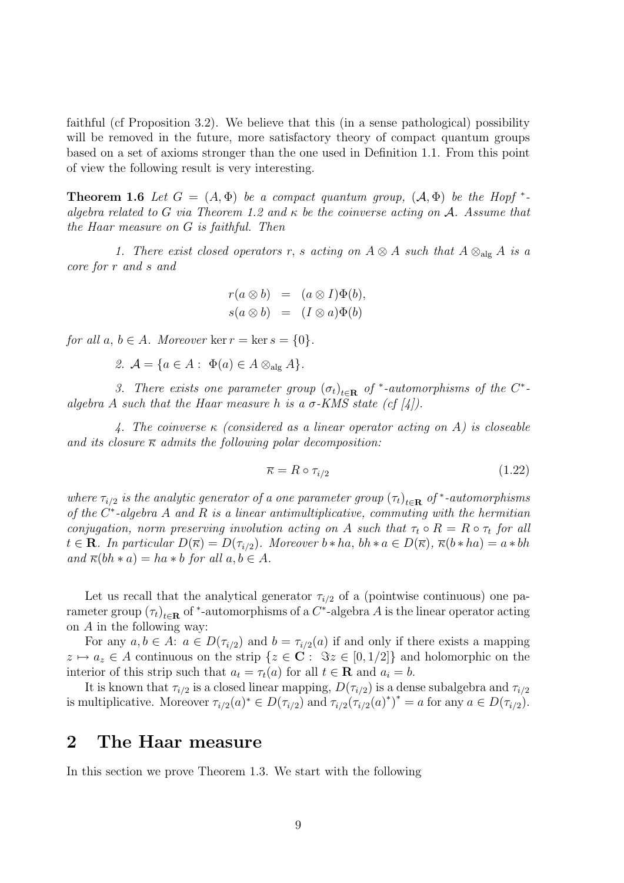faithful (cf Proposition 3.2). We believe that this (in a sense pathological) possibility will be removed in the future, more satisfactory theory of compact quantum groups based on a set of axioms stronger than the one used in Definition 1.1. From this point of view the following result is very interesting.

**Theorem 1.6** *Let $G = (A, \Phi)$ be a compact quantum group, $(\mathcal{A}, \Phi)$ be the Hopf $^*$-algebra related to $G$ via Theorem 1.2 and $\kappa$ be the coinverse acting on $\mathcal{A}$. Assume that the Haar measure on $G$ is faithful. Then*

*1. There exist closed operators $r$, $s$ acting on $A \otimes A$ such that $A \otimes_{\mathrm{alg}} A$ is a core for $r$ and $s$ and*

$$\begin{aligned} r(a \otimes b) &= (a \otimes I)\Phi(b), \\ s(a \otimes b) &= (I \otimes a)\Phi(b) \end{aligned}$$

*for all $a$, $b \in A$. Moreover $\ker r = \ker s = \{0\}$.*

*2. $\mathcal{A} = \{a \in A : \Phi(a) \in A \otimes_{\mathrm{alg}} A\}$.*

*3. There exists one parameter group $(\sigma_t)_{t \in \mathbf{R}}$ of $^*$-automorphisms of the $C^*$-algebra $A$ such that the Haar measure $h$ is a $\sigma$-KMS state (cf [4]).*

*4. The coinverse $\kappa$ (considered as a linear operator acting on $A$) is closeable and its closure $\overline{\kappa}$ admits the following polar decomposition:*

$$\overline{\kappa} = R \circ \tau_{i/2} \tag{1.22}$$

*where $\tau_{i/2}$ is the analytic generator of a one parameter group $(\tau_t)_{t \in \mathbf{R}}$ of $^*$-automorphisms of the $C^*$-algebra $A$ and $R$ is a linear antimultiplicative, commuting with the hermitian conjugation, norm preserving involution acting on $A$ such that $\tau_t \circ R = R \circ \tau_t$ for all $t \in \mathbf{R}$. In particular $D(\overline{\kappa}) = D(\tau_{i/2})$. Moreover $b * ha$, $bh * a \in D(\overline{\kappa})$, $\overline{\kappa}(b * ha) = a * bh$ and $\overline{\kappa}(bh * a) = ha * b$ for all $a, b \in A$.*

Let us recall that the analytical generator $\tau_{i/2}$ of a (pointwise continuous) one parameter group $(\tau_t)_{t \in \mathbf{R}}$ of $^*$-automorphisms of a $C^*$-algebra $A$ is the linear operator acting on $A$ in the following way:

For any $a, b \in A$: $a \in D(\tau_{i/2})$ and $b = \tau_{i/2}(a)$ if and only if there exists a mapping $z \mapsto a_z \in A$ continuous on the strip $\{z \in \mathbf{C} : \Im z \in [0, 1/2]\}$ and holomorphic on the interior of this strip such that $a_t = \tau_t(a)$ for all $t \in \mathbf{R}$ and $a_i = b$.

It is known that $\tau_{i/2}$ is a closed linear mapping, $D(\tau_{i/2})$ is a dense subalgebra and $\tau_{i/2}$ is multiplicative. Moreover $\tau_{i/2}(a)^* \in D(\tau_{i/2})$ and $\tau_{i/2}(\tau_{i/2}(a)^*)^* = a$ for any $a \in D(\tau_{i/2})$.

# 2 The Haar measure

In this section we prove Theorem 1.3. We start with the following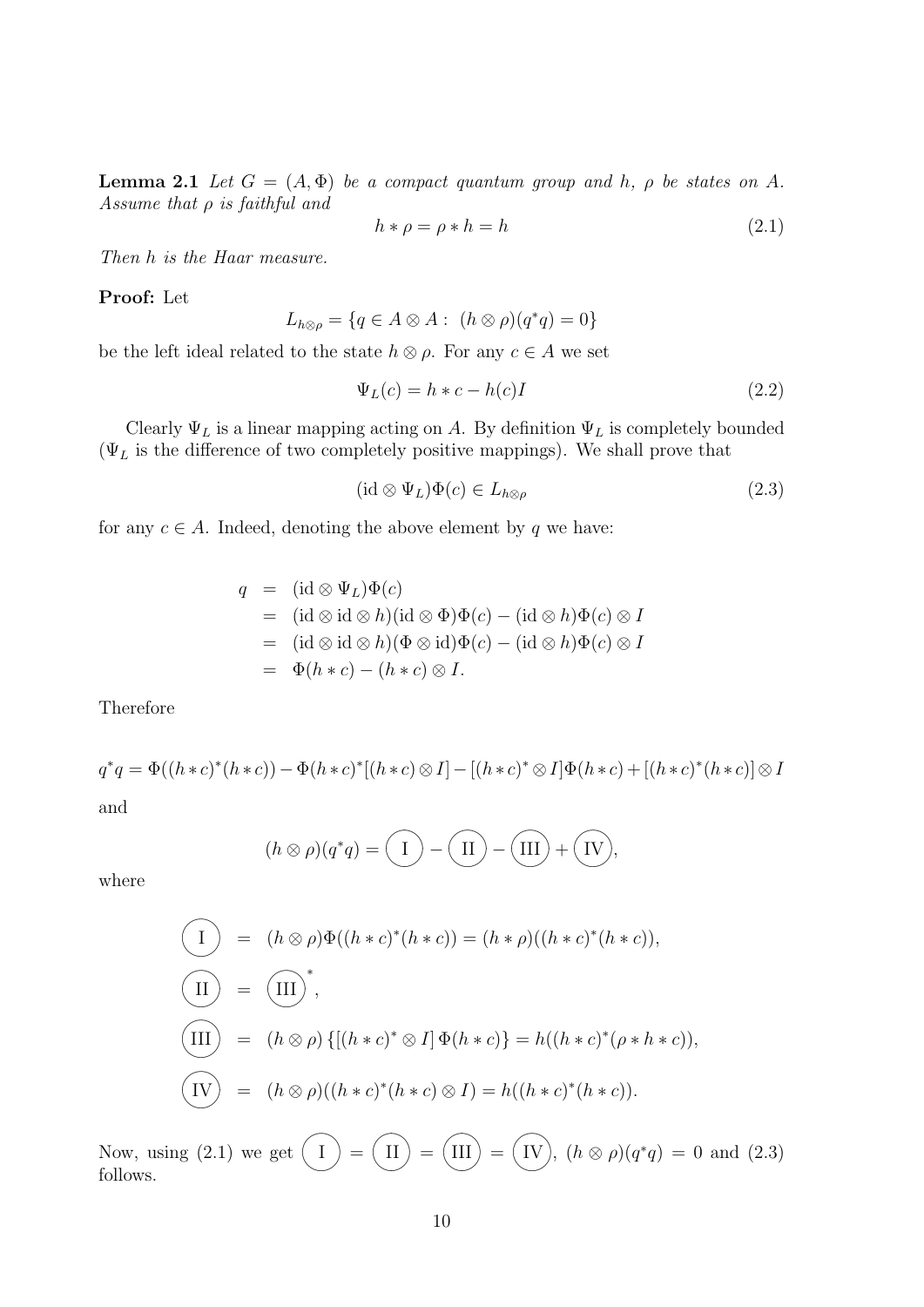**Lemma 2.1** *Let $G = (A, \Phi)$ be a compact quantum group and $h$, $\rho$ be states on $A$. Assume that $\rho$ is faithful and*

$$h * \rho = \rho * h = h \tag{2.1}$$

*Then $h$ is the Haar measure.*

**Proof:** Let

$$L_{h\otimes\rho} = \{q \in A \otimes A : \ (h \otimes \rho)(q^* q) = 0\}$$

be the left ideal related to the state $h \otimes \rho$. For any $c \in A$ we set

$$\Psi_L(c) = h * c - h(c)I \tag{2.2}$$

Clearly $\Psi_L$ is a linear mapping acting on $A$. By definition $\Psi_L$ is completely bounded ($\Psi_L$ is the difference of two completely positive mappings). We shall prove that

$$(\mathrm{id} \otimes \Psi_L)\Phi(c) \in L_{h\otimes\rho} \tag{2.3}$$

for any $c \in A$. Indeed, denoting the above element by $q$ we have:

$$\begin{aligned}
q &= (\mathrm{id} \otimes \Psi_L)\Phi(c) \\
&= (\mathrm{id} \otimes \mathrm{id} \otimes h)(\mathrm{id} \otimes \Phi)\Phi(c) - (\mathrm{id} \otimes h)\Phi(c) \otimes I \\
&= (\mathrm{id} \otimes \mathrm{id} \otimes h)(\Phi \otimes \mathrm{id})\Phi(c) - (\mathrm{id} \otimes h)\Phi(c) \otimes I \\
&= \Phi(h * c) - (h * c) \otimes I.
\end{aligned}$$

Therefore

$$q^* q = \Phi((h*c)^*(h*c)) - \Phi(h*c)^*[(h*c) \otimes I] - [(h*c)^* \otimes I]\Phi(h*c) + [(h*c)^*(h*c)] \otimes I$$

and

$$(h \otimes \rho)(q^* q) = \text{(I)} - \text{(II)} - \text{(III)} + \text{(IV)},$$

where

$$\begin{aligned}
\text{(I)} &= (h \otimes \rho)\Phi((h*c)^*(h*c)) = (h * \rho)((h*c)^*(h*c)), \\
\text{(II)} &= \text{(III)}^*, \\
\text{(III)} &= (h \otimes \rho)\left\{[(h*c)^* \otimes I]\,\Phi(h*c)\right\} = h((h*c)^*(\rho * h * c)), \\
\text{(IV)} &= (h \otimes \rho)((h*c)^*(h*c) \otimes I) = h((h*c)^*(h*c)).
\end{aligned}$$

Now, using (2.1) we get $\text{(I)} = \text{(II)} = \text{(III)} = \text{(IV)}$, $(h \otimes \rho)(q^* q) = 0$ and (2.3) follows.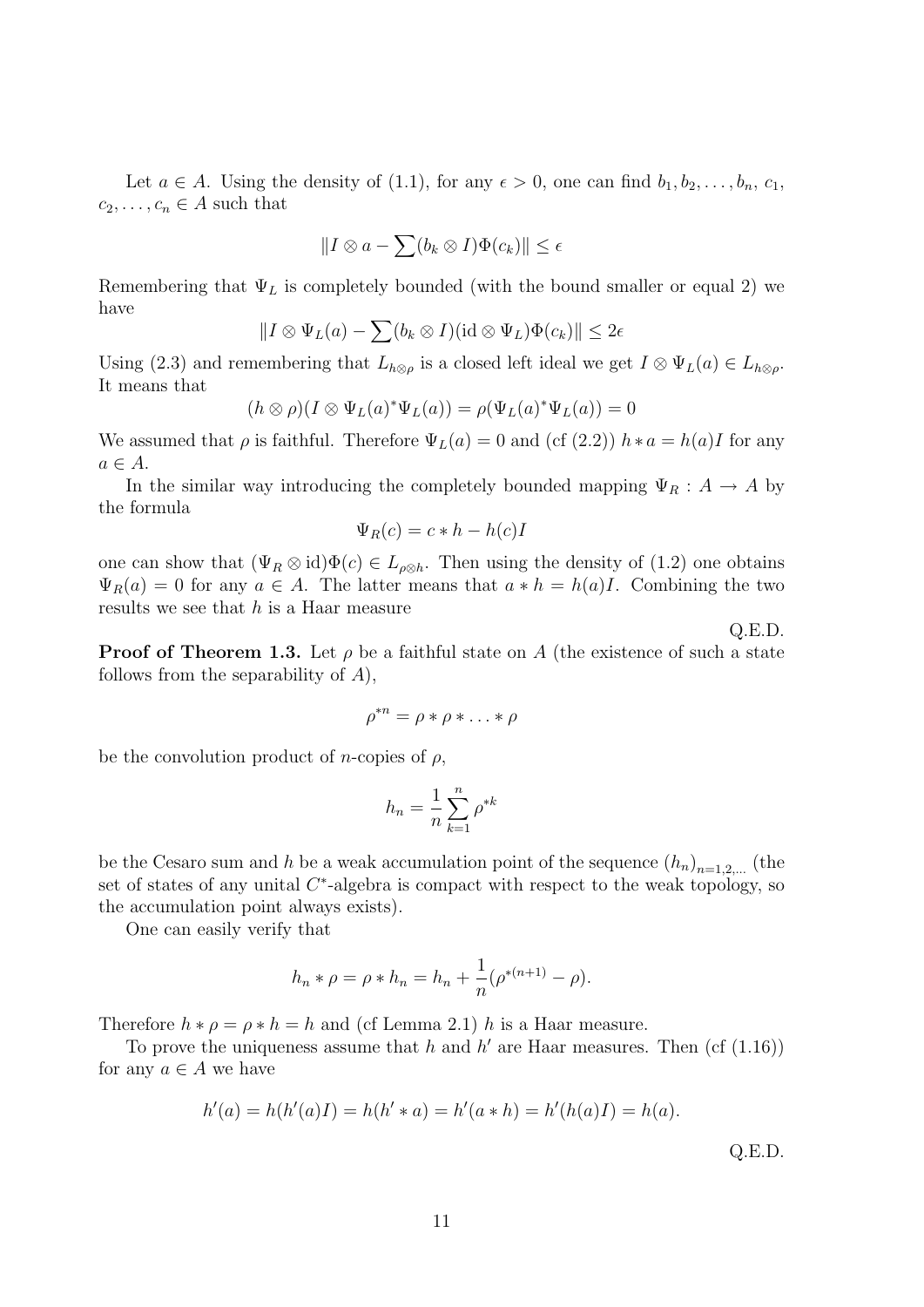Let $a \in A$. Using the density of (1.1), for any $\epsilon > 0$, one can find $b_1, b_2, \ldots, b_n$, $c_1, c_2, \ldots, c_n \in A$ such that

$$\|I \otimes a - \sum (b_k \otimes I)\Phi(c_k)\| \leq \epsilon$$

Remembering that $\Psi_L$ is completely bounded (with the bound smaller or equal 2) we have

$$\|I \otimes \Psi_L(a) - \sum (b_k \otimes I)(\mathrm{id} \otimes \Psi_L)\Phi(c_k)\| \leq 2\epsilon$$

Using (2.3) and remembering that $L_{h\otimes\rho}$ is a closed left ideal we get $I \otimes \Psi_L(a) \in L_{h\otimes\rho}$. It means that

$$(h \otimes \rho)(I \otimes \Psi_L(a)^* \Psi_L(a)) = \rho(\Psi_L(a)^* \Psi_L(a)) = 0$$

We assumed that $\rho$ is faithful. Therefore $\Psi_L(a) = 0$ and (cf (2.2)) $h * a = h(a)I$ for any $a \in A$.

In the similar way introducing the completely bounded mapping $\Psi_R : A \to A$ by the formula

$$\Psi_R(c) = c * h - h(c)I$$

one can show that $(\Psi_R \otimes \mathrm{id})\Phi(c) \in L_{\rho\otimes h}$. Then using the density of (1.2) one obtains $\Psi_R(a) = 0$ for any $a \in A$. The latter means that $a * h = h(a)I$. Combining the two results we see that $h$ is a Haar measure

Q.E.D.

**Proof of Theorem 1.3.** Let $\rho$ be a faithful state on $A$ (the existence of such a state follows from the separability of $A$),

$$\rho^{*n} = \rho * \rho * \ldots * \rho$$

be the convolution product of $n$-copies of $\rho$,

$$h_n = \frac{1}{n} \sum_{k=1}^{n} \rho^{*k}$$

be the Cesaro sum and $h$ be a weak accumulation point of the sequence $(h_n)_{n=1,2,\ldots}$ (the set of states of any unital $C^*$-algebra is compact with respect to the weak topology, so the accumulation point always exists).

One can easily verify that

$$h_n * \rho = \rho * h_n = h_n + \frac{1}{n}(\rho^{*(n+1)} - \rho).$$

Therefore $h * \rho = \rho * h = h$ and (cf Lemma 2.1) $h$ is a Haar measure.

To prove the uniqueness assume that $h$ and $h'$ are Haar measures. Then (cf (1.16)) for any $a \in A$ we have

$$h'(a) = h(h'(a)I) = h(h' * a) = h'(a * h) = h'(h(a)I) = h(a).$$

Q.E.D.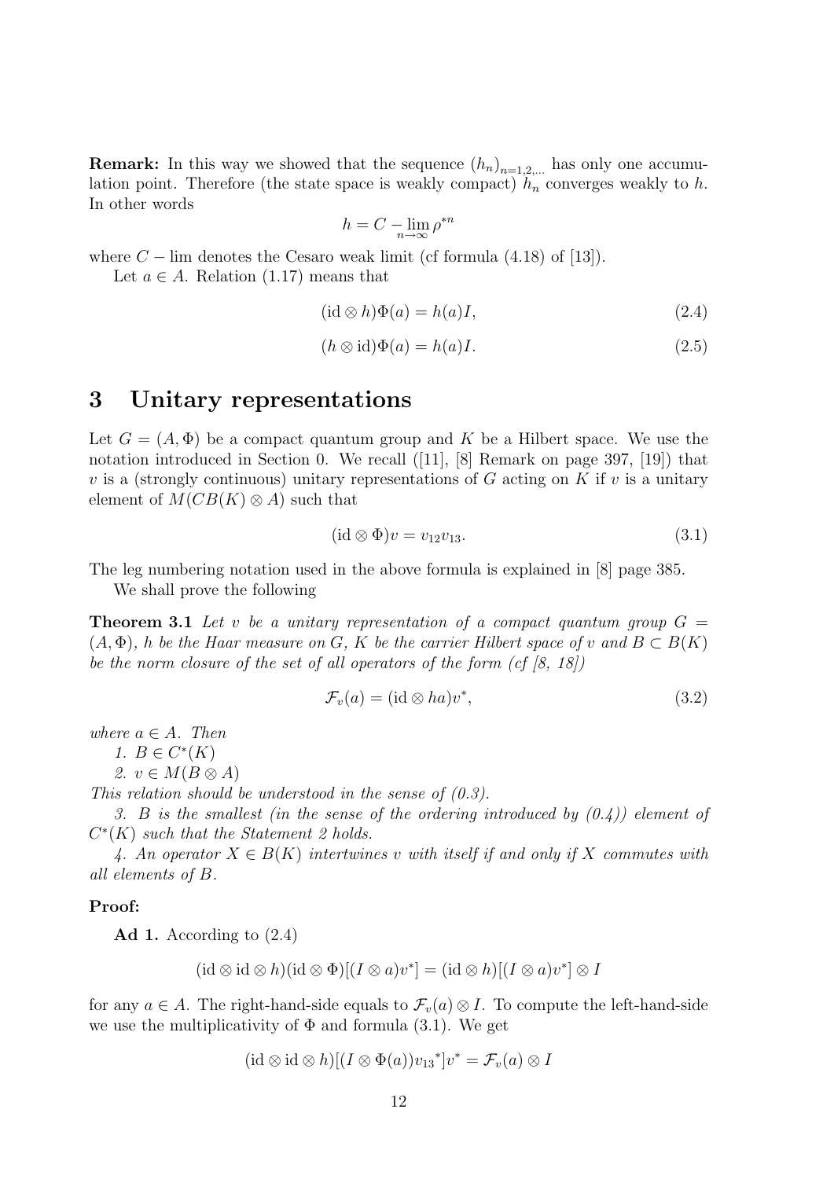**Remark:** In this way we showed that the sequence $(h_n)_{n=1,2,\ldots}$ has only one accumulation point. Therefore (the state space is weakly compact) $h_n$ converges weakly to $h$. In other words

$$h = C - \lim_{n\to\infty} \rho^{*n}$$

where $C - \lim$ denotes the Cesaro weak limit (cf formula (4.18) of [13]).

Let $a \in A$. Relation (1.17) means that

$$(\mathrm{id} \otimes h)\Phi(a) = h(a)I, \tag{2.4}$$

$$(h \otimes \mathrm{id})\Phi(a) = h(a)I. \tag{2.5}$$

# 3 Unitary representations

Let $G = (A, \Phi)$ be a compact quantum group and $K$ be a Hilbert space. We use the notation introduced in Section 0. We recall ([11], [8] Remark on page 397, [19]) that $v$ is a (strongly continuous) unitary representations of $G$ acting on $K$ if $v$ is a unitary element of $M(CB(K) \otimes A)$ such that

$$(\mathrm{id} \otimes \Phi)v = v_{12}v_{13}. \tag{3.1}$$

The leg numbering notation used in the above formula is explained in [8] page 385.

We shall prove the following

**Theorem 3.1** *Let $v$ be a unitary representation of a compact quantum group $G = (A, \Phi)$, $h$ be the Haar measure on $G$, $K$ be the carrier Hilbert space of $v$ and $B \subset B(K)$ be the norm closure of the set of all operators of the form (cf [8, 18])*

$$\mathcal{F}_v(a) = (\mathrm{id} \otimes ha)v^*, \tag{3.2}$$

*where $a \in A$. Then*

*1. $B \in C^*(K)$*

*2. $v \in M(B \otimes A)$*

*This relation should be understood in the sense of (0.3).*

*3. $B$ is the smallest (in the sense of the ordering introduced by (0.4)) element of $C^*(K)$ such that the Statement 2 holds.*

*4. An operator $X \in B(K)$ intertwines $v$ with itself if and only if $X$ commutes with all elements of $B$.*

**Proof:**

**Ad 1.** According to (2.4)

$$(\mathrm{id} \otimes \mathrm{id} \otimes h)(\mathrm{id} \otimes \Phi)[(I \otimes a)v^*] = (\mathrm{id} \otimes h)[(I \otimes a)v^*] \otimes I$$

for any $a \in A$. The right-hand-side equals to $\mathcal{F}_v(a) \otimes I$. To compute the left-hand-side we use the multiplicativity of $\Phi$ and formula (3.1). We get

$$(\mathrm{id} \otimes \mathrm{id} \otimes h)[(I \otimes \Phi(a))v_{13}{}^*]v^* = \mathcal{F}_v(a) \otimes I$$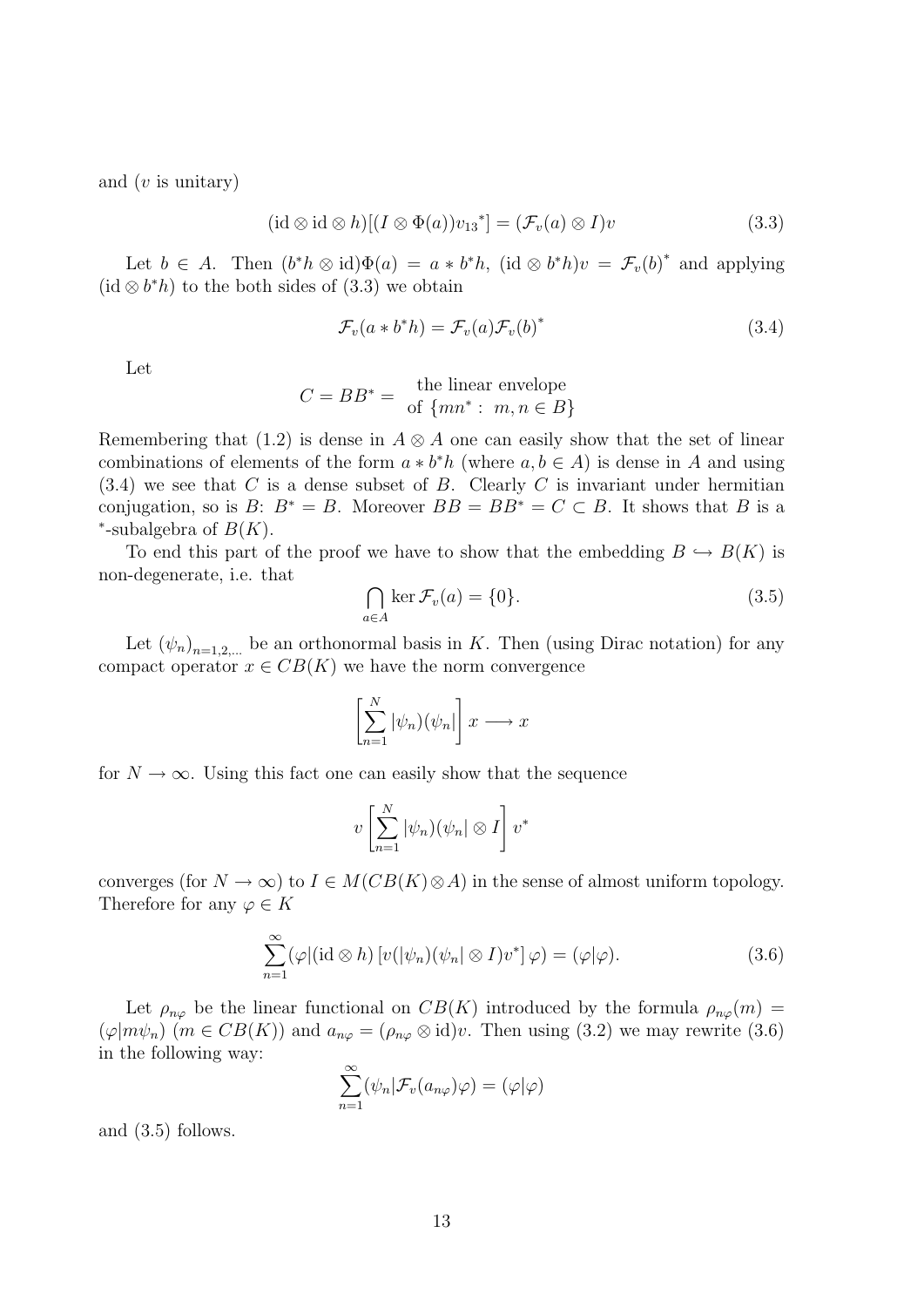and ($v$ is unitary)

$$(\mathrm{id} \otimes \mathrm{id} \otimes h)[(I \otimes \Phi(a))v_{13}{}^{*}] = (\mathcal{F}_v(a) \otimes I)v \tag{3.3}$$

Let $b \in A$. Then $(b^*h \otimes \mathrm{id})\Phi(a) = a * b^*h$, $(\mathrm{id} \otimes b^*h)v = \mathcal{F}_v(b)^*$ and applying $(\mathrm{id} \otimes b^*h)$ to the both sides of (3.3) we obtain

$$\mathcal{F}_v(a * b^*h) = \mathcal{F}_v(a)\mathcal{F}_v(b)^* \tag{3.4}$$

Let

$$C = BB^* = \begin{matrix} \text{the linear envelope} \\ \text{of } \{mn^* :\ m, n \in B\} \end{matrix}$$

Remembering that (1.2) is dense in $A \otimes A$ one can easily show that the set of linear combinations of elements of the form $a * b^*h$ (where $a, b \in A$) is dense in $A$ and using (3.4) we see that $C$ is a dense subset of $B$. Clearly $C$ is invariant under hermitian conjugation, so is $B$: $B^* = B$. Moreover $BB = BB^* = C \subset B$. It shows that $B$ is a $^*$-subalgebra of $B(K)$.

To end this part of the proof we have to show that the embedding $B \hookrightarrow B(K)$ is non-degenerate, i.e. that

$$\bigcap_{a \in A} \ker \mathcal{F}_v(a) = \{0\}. \tag{3.5}$$

Let $(\psi_n)_{n=1,2,\ldots}$ be an orthonormal basis in $K$. Then (using Dirac notation) for any compact operator $x \in CB(K)$ we have the norm convergence

$$\left[\sum_{n=1}^{N} |\psi_n)(\psi_n|\right] x \longrightarrow x$$

for $N \to \infty$. Using this fact one can easily show that the sequence

$$v\left[\sum_{n=1}^{N} |\psi_n)(\psi_n| \otimes I\right] v^*$$

converges (for $N \to \infty$) to $I \in M(CB(K) \otimes A)$ in the sense of almost uniform topology. Therefore for any $\varphi \in K$

$$\sum_{n=1}^{\infty} (\varphi|(\mathrm{id} \otimes h)\left[v(|\psi_n)(\psi_n| \otimes I)v^*\right] \varphi) = (\varphi|\varphi). \tag{3.6}$$

Let $\rho_{n\varphi}$ be the linear functional on $CB(K)$ introduced by the formula $\rho_{n\varphi}(m) = (\varphi|m\psi_n)$ ($m \in CB(K)$) and $a_{n\varphi} = (\rho_{n\varphi} \otimes \mathrm{id})v$. Then using (3.2) we may rewrite (3.6) in the following way:

$$\sum_{n=1}^{\infty} (\psi_n|\mathcal{F}_v(a_{n\varphi})\varphi) = (\varphi|\varphi)$$

and (3.5) follows.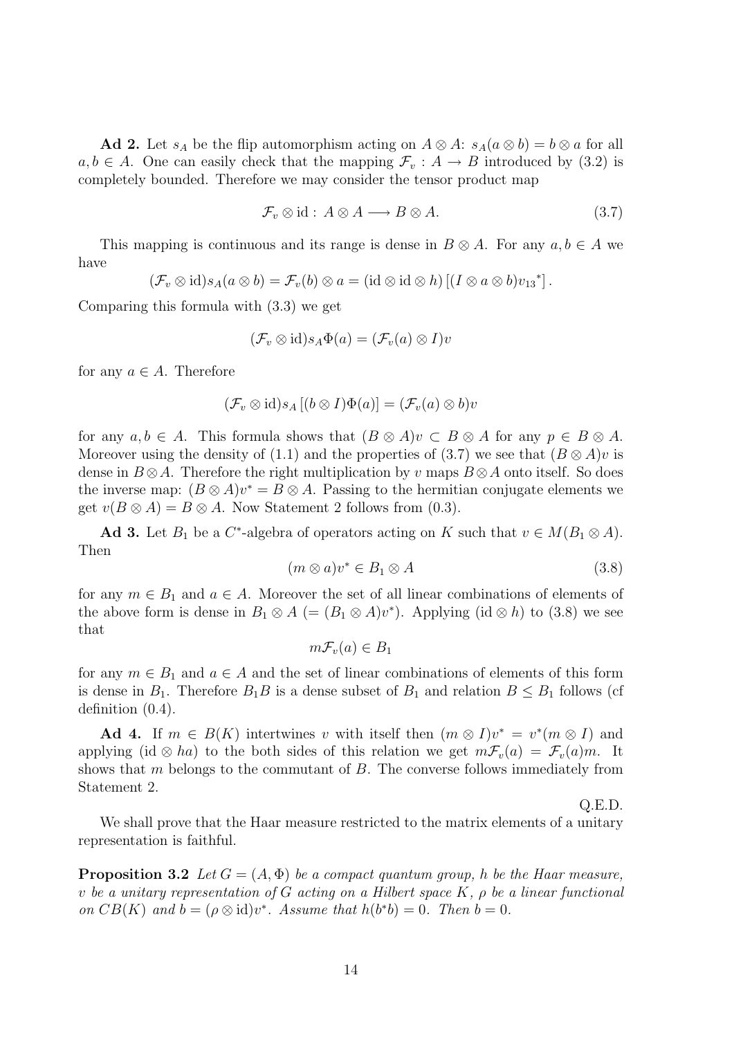**Ad 2.** Let $s_A$ be the flip automorphism acting on $A \otimes A$: $s_A(a \otimes b) = b \otimes a$ for all $a, b \in A$. One can easily check that the mapping $\mathcal{F}_v : A \to B$ introduced by (3.2) is completely bounded. Therefore we may consider the tensor product map

$$\mathcal{F}_v \otimes \mathrm{id} : A \otimes A \longrightarrow B \otimes A. \tag{3.7}$$

This mapping is continuous and its range is dense in $B \otimes A$. For any $a, b \in A$ we have

$$(\mathcal{F}_v \otimes \mathrm{id}) s_A(a \otimes b) = \mathcal{F}_v(b) \otimes a = (\mathrm{id} \otimes \mathrm{id} \otimes h)\left[(I \otimes a \otimes b) {v_{13}}^*\right].$$

Comparing this formula with (3.3) we get

$$(\mathcal{F}_v \otimes \mathrm{id}) s_A \Phi(a) = (\mathcal{F}_v(a) \otimes I) v$$

for any $a \in A$. Therefore

$$(\mathcal{F}_v \otimes \mathrm{id}) s_A \left[(b \otimes I)\Phi(a)\right] = (\mathcal{F}_v(a) \otimes b) v$$

for any $a, b \in A$. This formula shows that $(B \otimes A)v \subset B \otimes A$ for any $p \in B \otimes A$. Moreover using the density of (1.1) and the properties of (3.7) we see that $(B \otimes A)v$ is dense in $B \otimes A$. Therefore the right multiplication by $v$ maps $B \otimes A$ onto itself. So does the inverse map: $(B \otimes A)v^* = B \otimes A$. Passing to the hermitian conjugate elements we get $v(B \otimes A) = B \otimes A$. Now Statement 2 follows from (0.3).

**Ad 3.** Let $B_1$ be a $C^*$-algebra of operators acting on $K$ such that $v \in M(B_1 \otimes A)$. Then

$$(m \otimes a)v^* \in B_1 \otimes A \tag{3.8}$$

for any $m \in B_1$ and $a \in A$. Moreover the set of all linear combinations of elements of the above form is dense in $B_1 \otimes A$ $(= (B_1 \otimes A)v^*)$. Applying $(\mathrm{id} \otimes h)$ to (3.8) we see that

$$m\mathcal{F}_v(a) \in B_1$$

for any $m \in B_1$ and $a \in A$ and the set of linear combinations of elements of this form is dense in $B_1$. Therefore $B_1 B$ is a dense subset of $B_1$ and relation $B \leq B_1$ follows (cf definition (0.4).

**Ad 4.** If $m \in B(K)$ intertwines $v$ with itself then $(m \otimes I)v^* = v^*(m \otimes I)$ and applying $(\mathrm{id} \otimes ha)$ to the both sides of this relation we get $m\mathcal{F}_v(a) = \mathcal{F}_v(a)m$. It shows that $m$ belongs to the commutant of $B$. The converse follows immediately from Statement 2.

Q.E.D.

We shall prove that the Haar measure restricted to the matrix elements of a unitary representation is faithful.

**Proposition 3.2** *Let $G = (A, \Phi)$ be a compact quantum group, $h$ be the Haar measure, $v$ be a unitary representation of $G$ acting on a Hilbert space $K$, $\rho$ be a linear functional on $CB(K)$ and $b = (\rho \otimes \mathrm{id})v^*$. Assume that $h(b^*b) = 0$. Then $b = 0$.*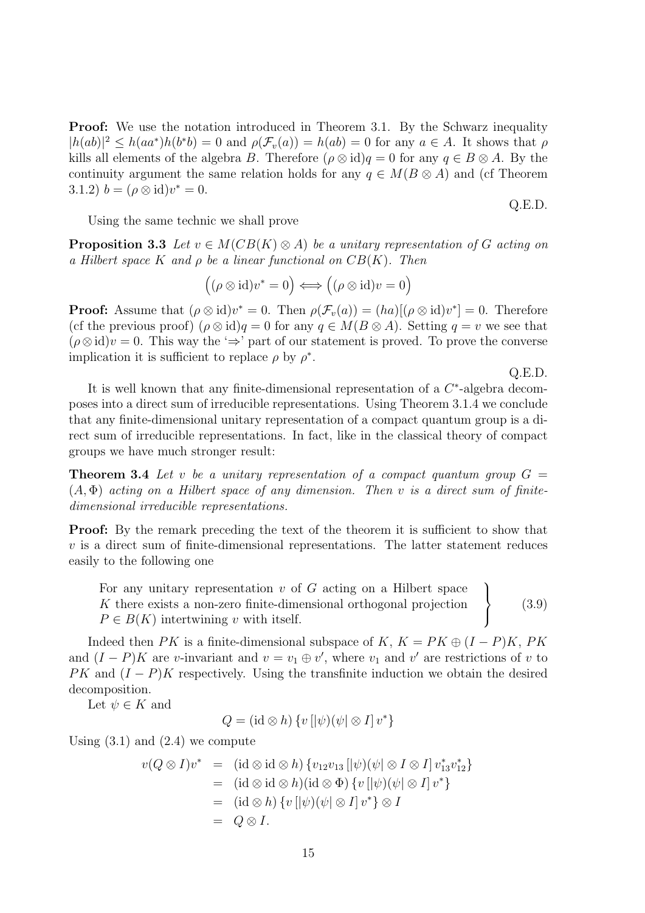**Proof:** We use the notation introduced in Theorem 3.1. By the Schwarz inequality $|h(ab)|^2 \leq h(aa^*)h(b^*b) = 0$ and $\rho(\mathcal{F}_v(a)) = h(ab) = 0$ for any $a \in A$. It shows that $\rho$ kills all elements of the algebra $B$. Therefore $(\rho \otimes \mathrm{id})q = 0$ for any $q \in B \otimes A$. By the continuity argument the same relation holds for any $q \in M(B \otimes A)$ and (cf Theorem 3.1.2) $b = (\rho \otimes \mathrm{id})v^* = 0$.

Q.E.D.

Using the same technic we shall prove

**Proposition 3.3** *Let $v \in M(CB(K) \otimes A)$ be a unitary representation of $G$ acting on a Hilbert space $K$ and $\rho$ be a linear functional on $CB(K)$. Then*

$$\Big((\rho \otimes \mathrm{id})v^* = 0\Big) \Longleftrightarrow \Big((\rho \otimes \mathrm{id})v = 0\Big)$$

**Proof:** Assume that $(\rho \otimes \mathrm{id})v^* = 0$. Then $\rho(\mathcal{F}_v(a)) = (ha)[(\rho \otimes \mathrm{id})v^*] = 0$. Therefore (cf the previous proof) $(\rho \otimes \mathrm{id})q = 0$ for any $q \in M(B \otimes A)$. Setting $q = v$ we see that $(\rho \otimes \mathrm{id})v = 0$. This way the '$\Rightarrow$' part of our statement is proved. To prove the converse implication it is sufficient to replace $\rho$ by $\rho^*$.

Q.E.D.

It is well known that any finite-dimensional representation of a $C^*$-algebra decomposes into a direct sum of irreducible representations. Using Theorem 3.1.4 we conclude that any finite-dimensional unitary representation of a compact quantum group is a direct sum of irreducible representations. In fact, like in the classical theory of compact groups we have much stronger result:

**Theorem 3.4** *Let $v$ be a unitary representation of a compact quantum group $G = (A, \Phi)$ acting on a Hilbert space of any dimension. Then $v$ is a direct sum of finite-dimensional irreducible representations.*

**Proof:** By the remark preceding the text of the theorem it is sufficient to show that $v$ is a direct sum of finite-dimensional representations. The latter statement reduces easily to the following one

$$\left.\begin{array}{l} \text{For any unitary representation } v \text{ of } G \text{ acting on a Hilbert space} \\ K \text{ there exists a non-zero finite-dimensional orthogonal projection} \\ P \in B(K) \text{ intertwining } v \text{ with itself.} \end{array}\right\} \qquad (3.9)$$

Indeed then $PK$ is a finite-dimensional subspace of $K$, $K = PK \oplus (I-P)K$, $PK$ and $(I-P)K$ are $v$-invariant and $v = v_1 \oplus v'$, where $v_1$ and $v'$ are restrictions of $v$ to $PK$ and $(I-P)K$ respectively. Using the transfinite induction we obtain the desired decomposition.

Let $\psi \in K$ and

$$Q = (\mathrm{id} \otimes h)\left\{v\left[|\psi)(\psi| \otimes I\right]v^*\right\}$$

Using (3.1) and (2.4) we compute

$$\begin{aligned} v(Q \otimes I)v^* &= (\mathrm{id} \otimes \mathrm{id} \otimes h)\left\{v_{12}v_{13}\left[|\psi)(\psi| \otimes I \otimes I\right]v_{13}^*v_{12}^*\right\} \\ &= (\mathrm{id} \otimes \mathrm{id} \otimes h)(\mathrm{id} \otimes \Phi)\left\{v\left[|\psi)(\psi| \otimes I\right]v^*\right\} \\ &= (\mathrm{id} \otimes h)\left\{v\left[|\psi)(\psi| \otimes I\right]v^*\right\} \otimes I \\ &= Q \otimes I. \end{aligned}$$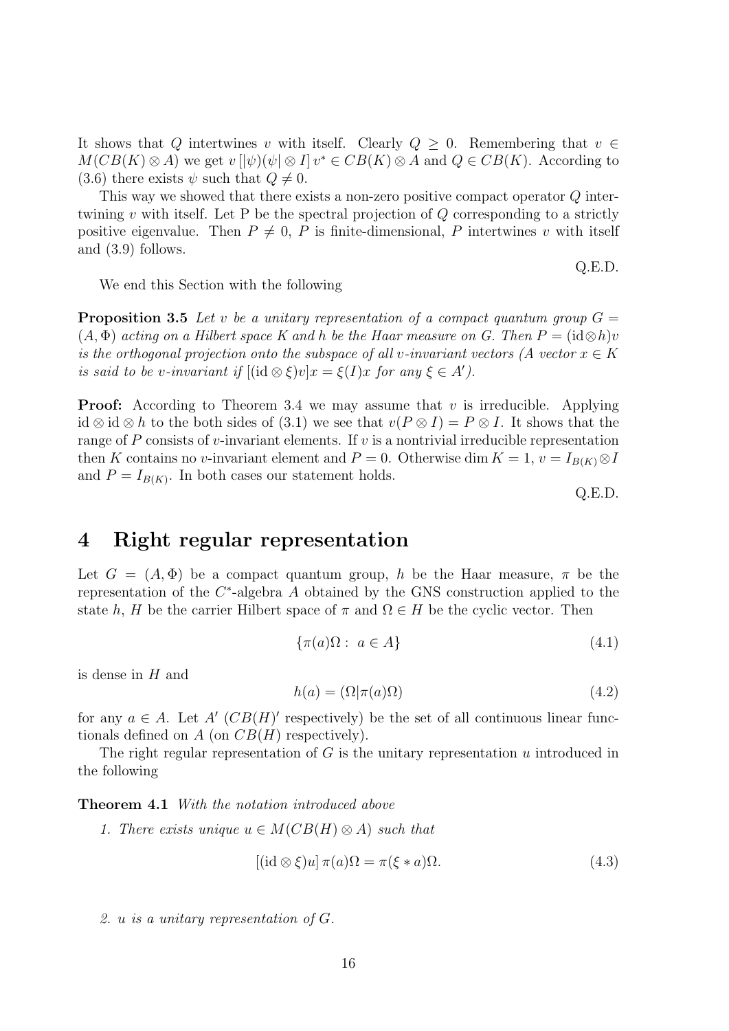It shows that $Q$ intertwines $v$ with itself. Clearly $Q \geq 0$. Remembering that $v \in M(CB(K) \otimes A)$ we get $v\,[|\psi)(\psi| \otimes I]\,v^* \in CB(K) \otimes A$ and $Q \in CB(K)$. According to (3.6) there exists $\psi$ such that $Q \neq 0$.

This way we showed that there exists a non-zero positive compact operator $Q$ intertwining $v$ with itself. Let P be the spectral projection of $Q$ corresponding to a strictly positive eigenvalue. Then $P \neq 0$, $P$ is finite-dimensional, $P$ intertwines $v$ with itself and (3.9) follows.

Q.E.D.

We end this Section with the following

**Proposition 3.5** *Let $v$ be a unitary representation of a compact quantum group $G = (A, \Phi)$ acting on a Hilbert space $K$ and $h$ be the Haar measure on $G$. Then $P = (\mathrm{id} \otimes h)v$ is the orthogonal projection onto the subspace of all $v$-invariant vectors (A vector $x \in K$ is said to be $v$-invariant if $[(\mathrm{id} \otimes \xi)v]x = \xi(I)x$ for any $\xi \in A'$).*

**Proof:** According to Theorem 3.4 we may assume that $v$ is irreducible. Applying $\mathrm{id} \otimes \mathrm{id} \otimes h$ to the both sides of (3.1) we see that $v(P \otimes I) = P \otimes I$. It shows that the range of $P$ consists of $v$-invariant elements. If $v$ is a nontrivial irreducible representation then $K$ contains no $v$-invariant element and $P = 0$. Otherwise $\dim K = 1$, $v = I_{B(K)} \otimes I$ and $P = I_{B(K)}$. In both cases our statement holds.

Q.E.D.

# 4 Right regular representation

Let $G = (A, \Phi)$ be a compact quantum group, $h$ be the Haar measure, $\pi$ be the representation of the $C^*$-algebra $A$ obtained by the GNS construction applied to the state $h$, $H$ be the carrier Hilbert space of $\pi$ and $\Omega \in H$ be the cyclic vector. Then

$$\{\pi(a)\Omega : \ a \in A\} \tag{4.1}$$

is dense in $H$ and

$$h(a) = (\Omega|\pi(a)\Omega) \tag{4.2}$$

for any $a \in A$. Let $A'$ ($CB(H)'$ respectively) be the set of all continuous linear functionals defined on $A$ (on $CB(H)$ respectively).

The right regular representation of $G$ is the unitary representation $u$ introduced in the following

**Theorem 4.1** *With the notation introduced above*

1. *There exists unique $u \in M(CB(H) \otimes A)$ such that*

$$[(\mathrm{id} \otimes \xi)u]\,\pi(a)\Omega = \pi(\xi * a)\Omega. \tag{4.3}$$

2. *$u$ is a unitary representation of $G$.*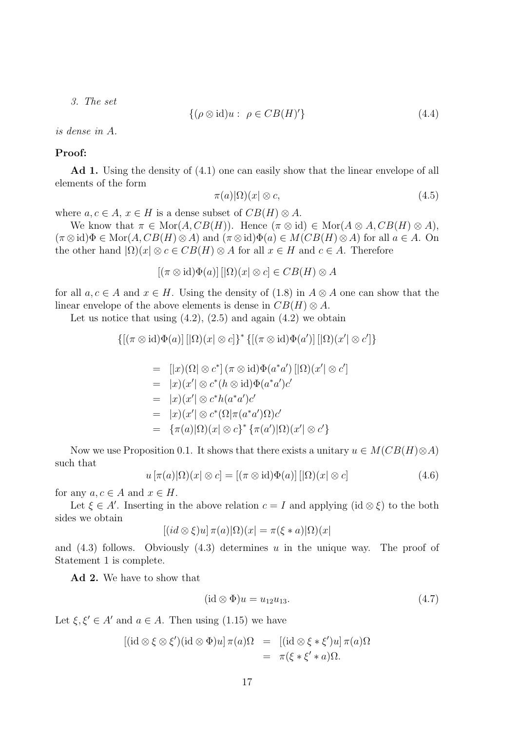*3. The set*

$$\{(\rho \otimes \mathrm{id})u : \ \rho \in CB(H)'\} \tag{4.4}$$

*is dense in $A$.*

**Proof:**

**Ad 1.** Using the density of (4.1) one can easily show that the linear envelope of all elements of the form

$$\pi(a)|\Omega)(x| \otimes c, \tag{4.5}$$

where $a, c \in A$, $x \in H$ is a dense subset of $CB(H) \otimes A$.

We know that $\pi \in \mathrm{Mor}(A, CB(H))$. Hence $(\pi \otimes \mathrm{id}) \in \mathrm{Mor}(A \otimes A, CB(H) \otimes A)$, $(\pi \otimes \mathrm{id})\Phi \in \mathrm{Mor}(A, CB(H) \otimes A)$ and $(\pi \otimes \mathrm{id})\Phi(a) \in M(CB(H) \otimes A)$ for all $a \in A$. On the other hand $|\Omega)(x| \otimes c \in CB(H) \otimes A$ for all $x \in H$ and $c \in A$. Therefore

$$[(\pi \otimes \mathrm{id})\Phi(a)]\,[|\Omega)(x| \otimes c] \in CB(H) \otimes A$$

for all $a, c \in A$ and $x \in H$. Using the density of (1.8) in $A \otimes A$ one can show that the linear envelope of the above elements is dense in $CB(H) \otimes A$.

Let us notice that using (4.2), (2.5) and again (4.2) we obtain

$$\begin{aligned}
&\{[(\pi \otimes \mathrm{id})\Phi(a)]\,[|\Omega)(x| \otimes c]\}^* \{[(\pi \otimes \mathrm{id})\Phi(a')]\,[|\Omega)(x'| \otimes c']\} \\
&= \ [|x)(\Omega| \otimes c^*]\,(\pi \otimes \mathrm{id})\Phi(a^*a')\,[|\Omega)(x'| \otimes c'] \\
&= \ |x)(x'| \otimes c^*(h \otimes \mathrm{id})\Phi(a^*a')c' \\
&= \ |x)(x'| \otimes c^*h(a^*a')c' \\
&= \ |x)(x'| \otimes c^*(\Omega|\pi(a^*a')\Omega)c' \\
&= \ \{\pi(a)|\Omega)(x| \otimes c\}^* \{\pi(a')|\Omega)(x'| \otimes c'\}
\end{aligned}$$

Now we use Proposition 0.1. It shows that there exists a unitary $u \in M(CB(H) \otimes A)$ such that

$$u\,[\pi(a)|\Omega)(x| \otimes c] = [(\pi \otimes \mathrm{id})\Phi(a)]\,[|\Omega)(x| \otimes c] \tag{4.6}$$

for any $a, c \in A$ and $x \in H$.

Let $\xi \in A'$. Inserting in the above relation $c = I$ and applying $(\mathrm{id} \otimes \xi)$ to the both sides we obtain

$$[(id \otimes \xi)u]\,\pi(a)|\Omega)(x| = \pi(\xi * a)|\Omega)(x|$$

and (4.3) follows. Obviously (4.3) determines $u$ in the unique way. The proof of Statement 1 is complete.

**Ad 2.** We have to show that

$$(\mathrm{id} \otimes \Phi)u = u_{12}u_{13}. \tag{4.7}$$

Let $\xi, \xi' \in A'$ and $a \in A$. Then using (1.15) we have

$$\begin{aligned}
[(\mathrm{id} \otimes \xi \otimes \xi')(\mathrm{id} \otimes \Phi)u]\,\pi(a)\Omega &= [(\mathrm{id} \otimes \xi * \xi')u]\,\pi(a)\Omega \\
&= \pi(\xi * \xi' * a)\Omega.
\end{aligned}$$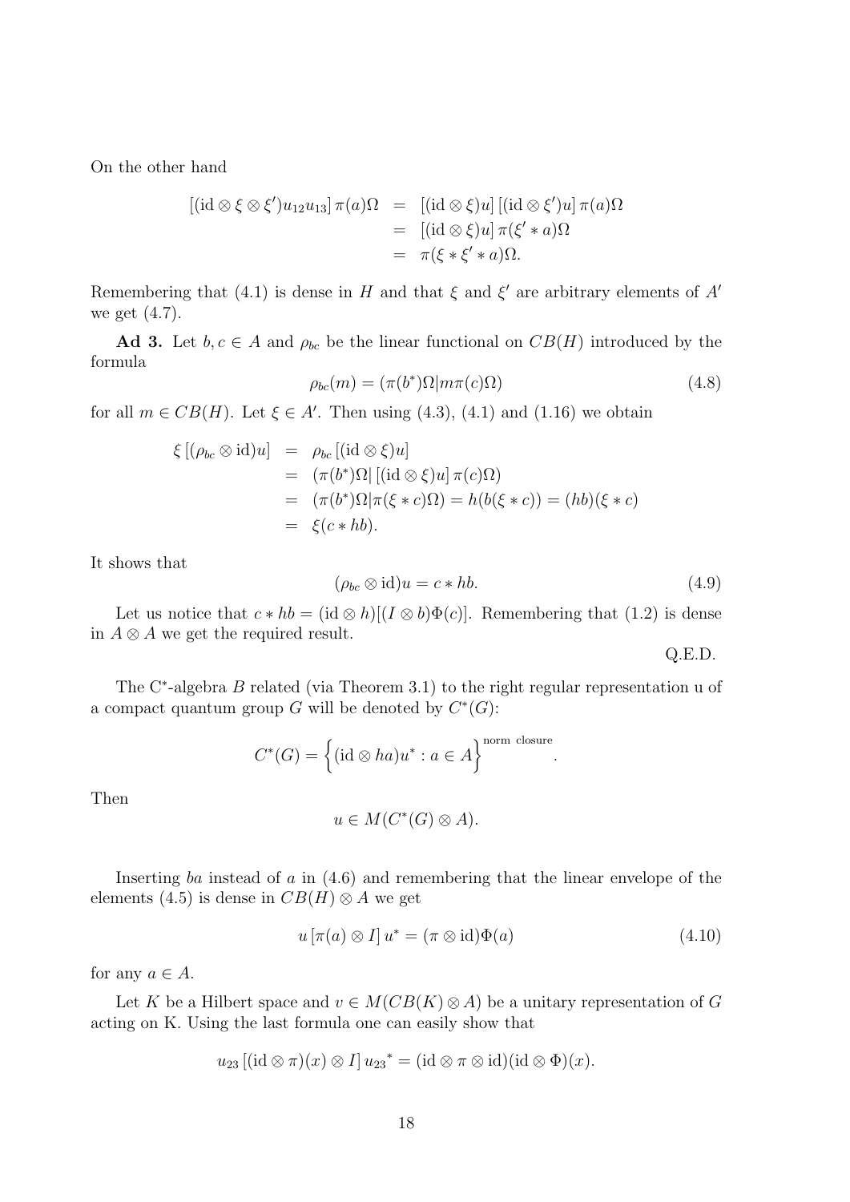On the other hand

$$
\begin{aligned}
[(\mathrm{id}\otimes\xi\otimes\xi')u_{12}u_{13}]\,\pi(a)\Omega &= [(\mathrm{id}\otimes\xi)u]\,[(\mathrm{id}\otimes\xi')u]\,\pi(a)\Omega\\
&= [(\mathrm{id}\otimes\xi)u]\,\pi(\xi'*a)\Omega\\
&= \pi(\xi*\xi'*a)\Omega.
\end{aligned}
$$

Remembering that (4.1) is dense in $H$ and that $\xi$ and $\xi'$ are arbitrary elements of $A'$ we get (4.7).

**Ad 3.** Let $b, c \in A$ and $\rho_{bc}$ be the linear functional on $CB(H)$ introduced by the formula

$$
\rho_{bc}(m) = (\pi(b^*)\Omega|m\pi(c)\Omega) \tag{4.8}
$$

for all $m \in CB(H)$. Let $\xi \in A'$. Then using (4.3), (4.1) and (1.16) we obtain

$$
\begin{aligned}
\xi\,[(\rho_{bc}\otimes\mathrm{id})u] &= \rho_{bc}\,[(\mathrm{id}\otimes\xi)u]\\
&= (\pi(b^*)\Omega|\,[(\mathrm{id}\otimes\xi)u]\,\pi(c)\Omega)\\
&= (\pi(b^*)\Omega|\pi(\xi*c)\Omega) = h(b(\xi*c)) = (hb)(\xi*c)\\
&= \xi(c*hb).
\end{aligned}
$$

It shows that

$$
(\rho_{bc}\otimes\mathrm{id})u = c*hb. \tag{4.9}
$$

Let us notice that $c*hb = (\mathrm{id}\otimes h)[(I\otimes b)\Phi(c)]$. Remembering that (1.2) is dense in $A\otimes A$ we get the required result.

Q.E.D.

The C$^*$-algebra $B$ related (via Theorem 3.1) to the right regular representation u of a compact quantum group $G$ will be denoted by $C^*(G)$:

$$
C^*(G) = \Big\{(\mathrm{id}\otimes ha)u^* : a\in A\Big\}^{\text{norm closure}}.
$$

Then

$$
u \in M(C^*(G)\otimes A).
$$

Inserting $ba$ instead of $a$ in (4.6) and remembering that the linear envelope of the elements (4.5) is dense in $CB(H)\otimes A$ we get

$$
u\,[\pi(a)\otimes I]\,u^* = (\pi\otimes\mathrm{id})\Phi(a) \tag{4.10}
$$

for any $a \in A$.

Let $K$ be a Hilbert space and $v \in M(CB(K)\otimes A)$ be a unitary representation of $G$ acting on K. Using the last formula one can easily show that

$$
u_{23}\,[(\mathrm{id}\otimes\pi)(x)\otimes I]\,{u_{23}}^* = (\mathrm{id}\otimes\pi\otimes\mathrm{id})(\mathrm{id}\otimes\Phi)(x).
$$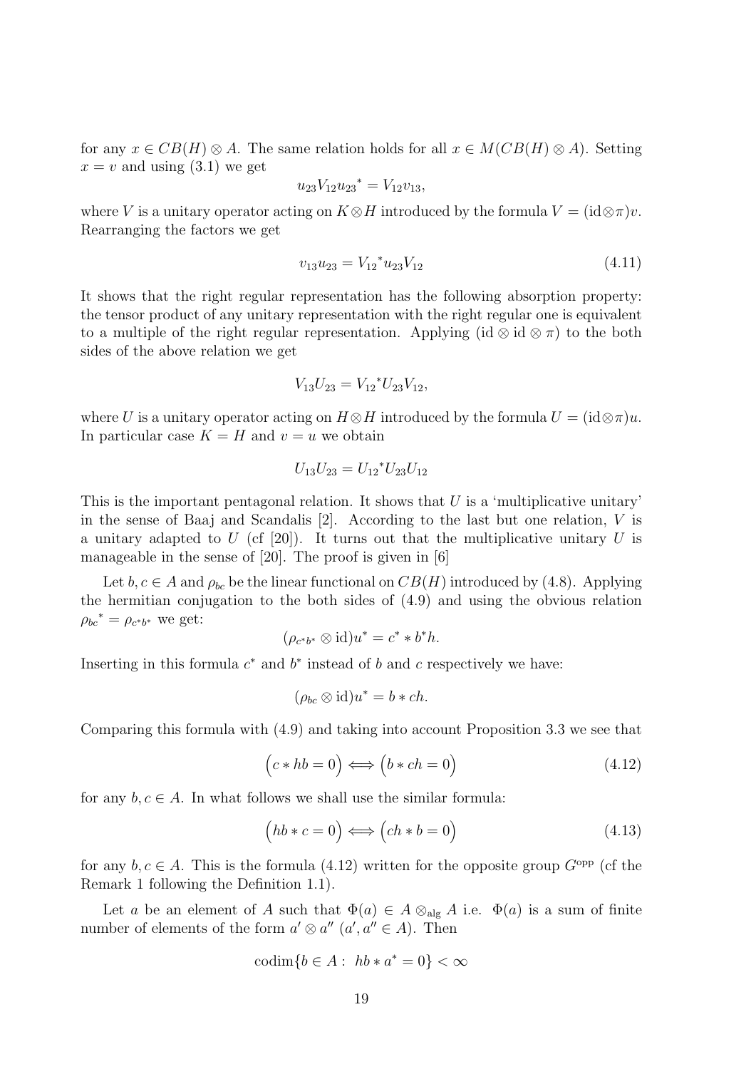for any $x \in CB(H) \otimes A$. The same relation holds for all $x \in M(CB(H) \otimes A)$. Setting $x = v$ and using (3.1) we get

$$u_{23} V_{12} {u_{23}}^* = V_{12} v_{13},$$

where $V$ is a unitary operator acting on $K \otimes H$ introduced by the formula $V = (\mathrm{id} \otimes \pi) v$. Rearranging the factors we get

$$v_{13} u_{23} = {V_{12}}^* u_{23} V_{12} \tag{4.11}$$

It shows that the right regular representation has the following absorption property: the tensor product of any unitary representation with the right regular one is equivalent to a multiple of the right regular representation. Applying $(\mathrm{id} \otimes \mathrm{id} \otimes \pi)$ to the both sides of the above relation we get

$$V_{13} U_{23} = {V_{12}}^* U_{23} V_{12},$$

where $U$ is a unitary operator acting on $H \otimes H$ introduced by the formula $U = (\mathrm{id} \otimes \pi) u$. In particular case $K = H$ and $v = u$ we obtain

$$U_{13} U_{23} = {U_{12}}^* U_{23} U_{12}$$

This is the important pentagonal relation. It shows that $U$ is a 'multiplicative unitary' in the sense of Baaj and Scandalis [2]. According to the last but one relation, $V$ is a unitary adapted to $U$ (cf [20]). It turns out that the multiplicative unitary $U$ is manageable in the sense of [20]. The proof is given in [6]

Let $b, c \in A$ and $\rho_{bc}$ be the linear functional on $CB(H)$ introduced by (4.8). Applying the hermitian conjugation to the both sides of (4.9) and using the obvious relation ${\rho_{bc}}^* = \rho_{c^* b^*}$ we get:

$$(\rho_{c^* b^*} \otimes \mathrm{id}) u^* = c^* * b^* h.$$

Inserting in this formula $c^*$ and $b^*$ instead of $b$ and $c$ respectively we have:

$$(\rho_{bc} \otimes \mathrm{id}) u^* = b * ch.$$

Comparing this formula with (4.9) and taking into account Proposition 3.3 we see that

$$\Big( c * hb = 0 \Big) \Longleftrightarrow \Big( b * ch = 0 \Big) \tag{4.12}$$

for any $b, c \in A$. In what follows we shall use the similar formula:

$$\Big( hb * c = 0 \Big) \Longleftrightarrow \Big( ch * b = 0 \Big) \tag{4.13}$$

for any $b, c \in A$. This is the formula (4.12) written for the opposite group $G^{\mathrm{opp}}$ (cf the Remark 1 following the Definition 1.1).

Let $a$ be an element of $A$ such that $\Phi(a) \in A \otimes_{\mathrm{alg}} A$ i.e. $\Phi(a)$ is a sum of finite number of elements of the form $a' \otimes a''$ ($a', a'' \in A$). Then

$$\operatorname{codim}\{b \in A : \; hb * a^* = 0\} < \infty$$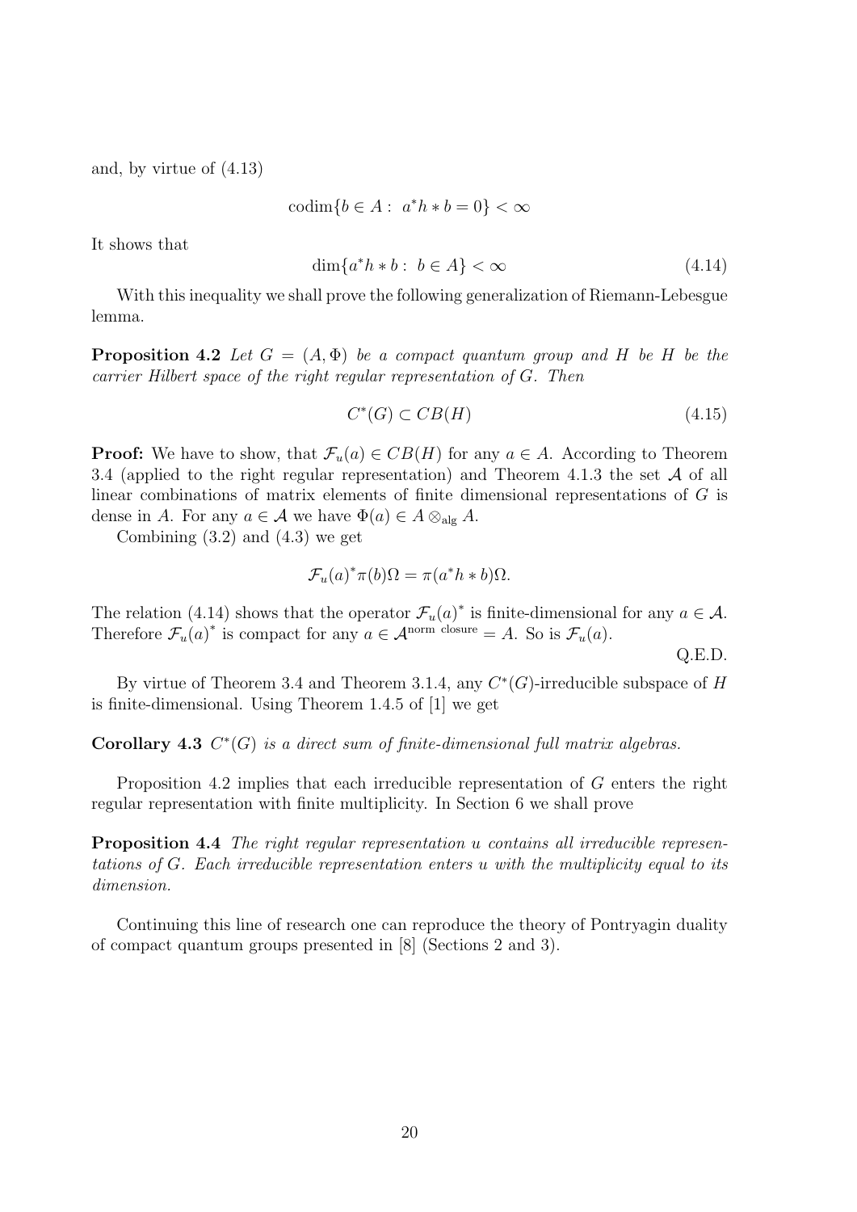and, by virtue of (4.13)

$$\mathrm{codim}\{b \in A : \ a^* h * b = 0\} < \infty$$

It shows that

$$\dim\{a^* h * b : \ b \in A\} < \infty \tag{4.14}$$

With this inequality we shall prove the following generalization of Riemann-Lebesgue lemma.

**Proposition 4.2** *Let $G = (A, \Phi)$ be a compact quantum group and $H$ be $H$ be the carrier Hilbert space of the right regular representation of $G$. Then*

$$C^*(G) \subset CB(H) \tag{4.15}$$

**Proof:** We have to show, that $\mathcal{F}_u(a) \in CB(H)$ for any $a \in A$. According to Theorem 3.4 (applied to the right regular representation) and Theorem 4.1.3 the set $\mathcal{A}$ of all linear combinations of matrix elements of finite dimensional representations of $G$ is dense in $A$. For any $a \in \mathcal{A}$ we have $\Phi(a) \in A \otimes_{\mathrm{alg}} A$.

Combining (3.2) and (4.3) we get

$$\mathcal{F}_u(a)^* \pi(b)\Omega = \pi(a^* h * b)\Omega.$$

The relation (4.14) shows that the operator $\mathcal{F}_u(a)^*$ is finite-dimensional for any $a \in \mathcal{A}$. Therefore $\mathcal{F}_u(a)^*$ is compact for any $a \in \mathcal{A}^{\text{norm closure}} = A$. So is $\mathcal{F}_u(a)$.

Q.E.D.

By virtue of Theorem 3.4 and Theorem 3.1.4, any $C^*(G)$-irreducible subspace of $H$ is finite-dimensional. Using Theorem 1.4.5 of [1] we get

**Corollary 4.3** *$C^*(G)$ is a direct sum of finite-dimensional full matrix algebras.*

Proposition 4.2 implies that each irreducible representation of $G$ enters the right regular representation with finite multiplicity. In Section 6 we shall prove

**Proposition 4.4** *The right regular representation $u$ contains all irreducible representations of $G$. Each irreducible representation enters $u$ with the multiplicity equal to its dimension.*

Continuing this line of research one can reproduce the theory of Pontryagin duality of compact quantum groups presented in [8] (Sections 2 and 3).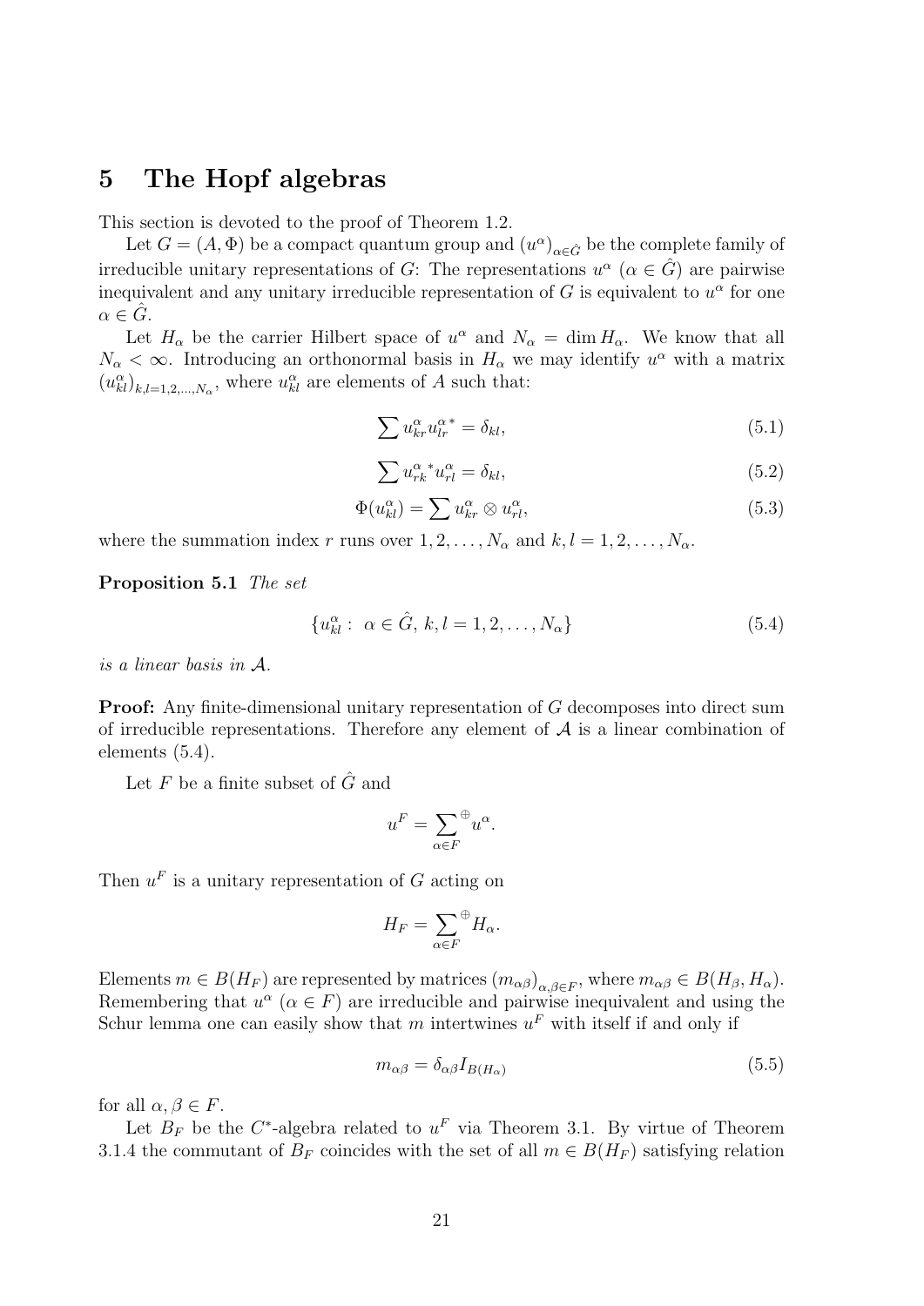# 5 The Hopf algebras

This section is devoted to the proof of Theorem 1.2.

Let $G = (A, \Phi)$ be a compact quantum group and $(u^\alpha)_{\alpha\in\hat{G}}$ be the complete family of irreducible unitary representations of $G$: The representations $u^\alpha$ ($\alpha \in \hat{G}$) are pairwise inequivalent and any unitary irreducible representation of $G$ is equivalent to $u^\alpha$ for one $\alpha \in \hat{G}$.

Let $H_\alpha$ be the carrier Hilbert space of $u^\alpha$ and $N_\alpha = \dim H_\alpha$. We know that all $N_\alpha < \infty$. Introducing an orthonormal basis in $H_\alpha$ we may identify $u^\alpha$ with a matrix $(u^\alpha_{kl})_{k,l=1,2,\ldots,N_\alpha}$, where $u^\alpha_{kl}$ are elements of $A$ such that:

$$\sum u^\alpha_{kr} u^{\alpha\,*}_{lr} = \delta_{kl}, \tag{5.1}$$

$$\sum u^{\alpha\,*}_{rk} u^\alpha_{rl} = \delta_{kl}, \tag{5.2}$$

$$\Phi(u^\alpha_{kl}) = \sum u^\alpha_{kr} \otimes u^\alpha_{rl}, \tag{5.3}$$

where the summation index $r$ runs over $1, 2, \ldots, N_\alpha$ and $k, l = 1, 2, \ldots, N_\alpha$.

**Proposition 5.1** *The set*

$$\{u^\alpha_{kl} : \ \alpha \in \hat{G},\ k, l = 1, 2, \ldots, N_\alpha\} \tag{5.4}$$

*is a linear basis in $\mathcal{A}$.*

**Proof:** Any finite-dimensional unitary representation of $G$ decomposes into direct sum of irreducible representations. Therefore any element of $\mathcal{A}$ is a linear combination of elements (5.4).

Let $F$ be a finite subset of $\hat{G}$ and

$$u^F = {\sum_{\alpha\in F}}^{\oplus} u^\alpha.$$

Then $u^F$ is a unitary representation of $G$ acting on

$$H_F = {\sum_{\alpha\in F}}^{\oplus} H_\alpha.$$

Elements $m \in B(H_F)$ are represented by matrices $(m_{\alpha\beta})_{\alpha,\beta\in F}$, where $m_{\alpha\beta} \in B(H_\beta, H_\alpha)$. Remembering that $u^\alpha$ ($\alpha \in F$) are irreducible and pairwise inequivalent and using the Schur lemma one can easily show that $m$ intertwines $u^F$ with itself if and only if

$$m_{\alpha\beta} = \delta_{\alpha\beta} I_{B(H_\alpha)} \tag{5.5}$$

for all $\alpha, \beta \in F$.

Let $B_F$ be the $C^*$-algebra related to $u^F$ via Theorem 3.1. By virtue of Theorem 3.1.4 the commutant of $B_F$ coincides with the set of all $m \in B(H_F)$ satisfying relation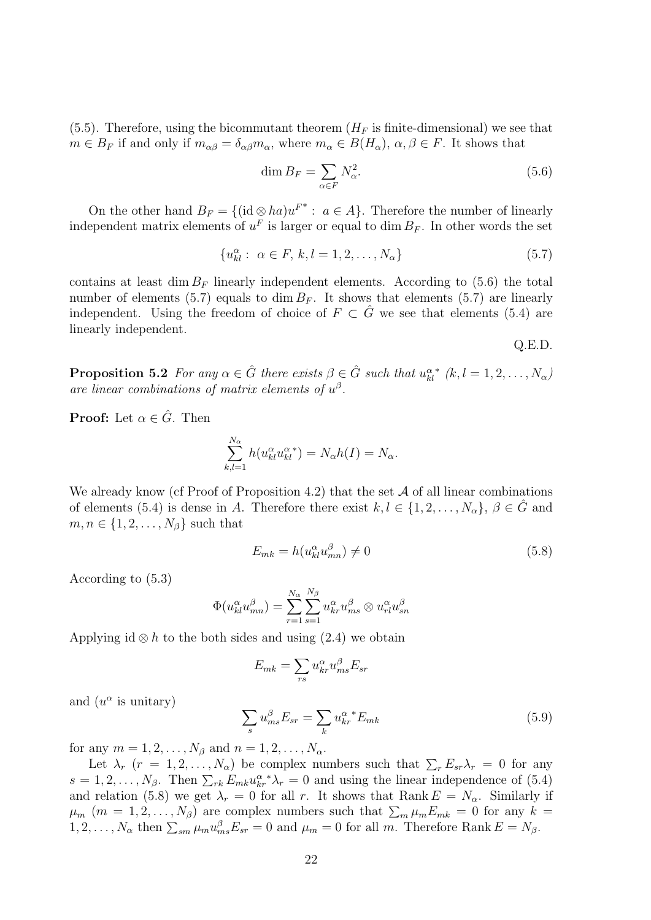(5.5). Therefore, using the bicommutant theorem ($H_F$ is finite-dimensional) we see that $m \in B_F$ if and only if $m_{\alpha\beta} = \delta_{\alpha\beta} m_\alpha$, where $m_\alpha \in B(H_\alpha)$, $\alpha, \beta \in F$. It shows that

$$\dim B_F = \sum_{\alpha \in F} N_\alpha^2. \tag{5.6}$$

On the other hand $B_F = \{(\mathrm{id} \otimes ha)u^{F^*} : \ a \in A\}$. Therefore the number of linearly independent matrix elements of $u^F$ is larger or equal to $\dim B_F$. In other words the set

$$\{u_{kl}^\alpha : \ \alpha \in F, \, k, l = 1, 2, \ldots, N_\alpha\} \tag{5.7}$$

contains at least $\dim B_F$ linearly independent elements. According to (5.6) the total number of elements (5.7) equals to $\dim B_F$. It shows that elements (5.7) are linearly independent. Using the freedom of choice of $F \subset \hat{G}$ we see that elements (5.4) are linearly independent.

Q.E.D.

**Proposition 5.2** *For any $\alpha \in \hat{G}$ there exists $\beta \in \hat{G}$ such that ${u_{kl}^\alpha}^*$ ($k, l = 1, 2, \ldots, N_\alpha$) are linear combinations of matrix elements of $u^\beta$.*

**Proof:** Let $\alpha \in \hat{G}$. Then

$$\sum_{k,l=1}^{N_\alpha} h(u_{kl}^\alpha {u_{kl}^\alpha}^*) = N_\alpha h(I) = N_\alpha.$$

We already know (cf Proof of Proposition 4.2) that the set $\mathcal{A}$ of all linear combinations of elements (5.4) is dense in $A$. Therefore there exist $k, l \in \{1, 2, \ldots, N_\alpha\}$, $\beta \in \hat{G}$ and $m, n \in \{1, 2, \ldots, N_\beta\}$ such that

$$E_{mk} = h(u_{kl}^\alpha u_{mn}^\beta) \neq 0 \tag{5.8}$$

According to (5.3)

$$\Phi(u_{kl}^\alpha u_{mn}^\beta) = \sum_{r=1}^{N_\alpha} \sum_{s=1}^{N_\beta} u_{kr}^\alpha u_{ms}^\beta \otimes u_{rl}^\alpha u_{sn}^\beta$$

Applying $\mathrm{id} \otimes h$ to the both sides and using (2.4) we obtain

$$E_{mk} = \sum_{rs} u_{kr}^\alpha u_{ms}^\beta E_{sr}$$

and ($u^\alpha$ is unitary)

$$\sum_s u_{ms}^\beta E_{sr} = \sum_k {u_{kr}^\alpha}^* E_{mk} \tag{5.9}$$

for any $m = 1, 2, \ldots, N_\beta$ and $n = 1, 2, \ldots, N_\alpha$.

Let $\lambda_r$ ($r = 1, 2, \ldots, N_\alpha$) be complex numbers such that $\sum_r E_{sr} \lambda_r = 0$ for any $s = 1, 2, \ldots, N_\beta$. Then $\sum_{rk} E_{mk} {u_{kr}^\alpha}^* \lambda_r = 0$ and using the linear independence of (5.4) and relation (5.8) we get $\lambda_r = 0$ for all $r$. It shows that $\mathrm{Rank}\, E = N_\alpha$. Similarly if $\mu_m$ ($m = 1, 2, \ldots, N_\beta$) are complex numbers such that $\sum_m \mu_m E_{mk} = 0$ for any $k = 1, 2, \ldots, N_\alpha$ then $\sum_{sm} \mu_m u_{ms}^\beta E_{sr} = 0$ and $\mu_m = 0$ for all $m$. Therefore $\mathrm{Rank}\, E = N_\beta$.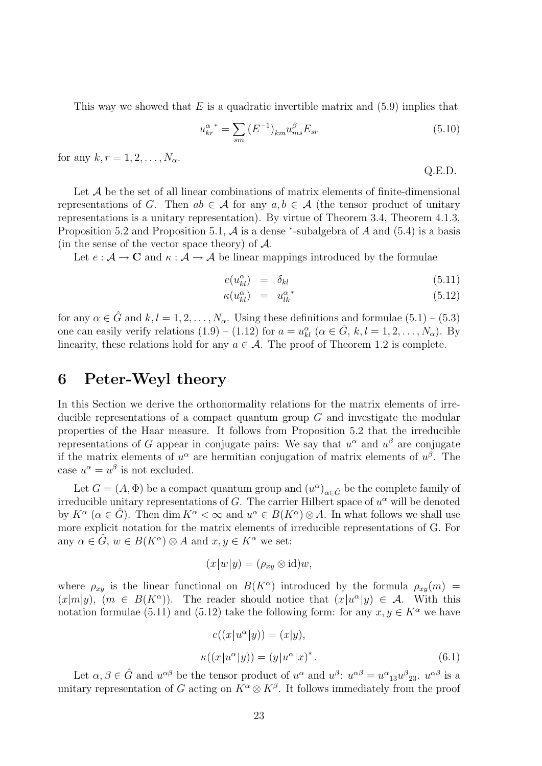This way we showed that $E$ is a quadratic invertible matrix and (5.9) implies that

$$u^{\alpha}_{kr}{}^{*} = \sum_{sm} (E^{-1})_{km} u^{\beta}_{ms} E_{sr} \tag{5.10}$$

for any $k, r = 1, 2, \ldots, N_\alpha$.

Q.E.D.

Let $\mathcal{A}$ be the set of all linear combinations of matrix elements of finite-dimensional representations of $G$. Then $ab \in \mathcal{A}$ for any $a, b \in \mathcal{A}$ (the tensor product of unitary representations is a unitary representation). By virtue of Theorem 3.4, Theorem 4.1.3, Proposition 5.2 and Proposition 5.1, $\mathcal{A}$ is a dense $^*$-subalgebra of $A$ and (5.4) is a basis (in the sense of the vector space theory) of $\mathcal{A}$.

Let $e : \mathcal{A} \to \mathbf{C}$ and $\kappa : \mathcal{A} \to \mathcal{A}$ be linear mappings introduced by the formulae

$$e(u^{\alpha}_{kl}) = \delta_{kl} \tag{5.11}$$

$$\kappa(u^{\alpha}_{kl}) = u^{\alpha}_{lk}{}^{*} \tag{5.12}$$

for any $\alpha \in \hat{G}$ and $k, l = 1, 2, \ldots, N_\alpha$. Using these definitions and formulae (5.1) – (5.3) one can easily verify relations (1.9) – (1.12) for $a = u^{\alpha}_{kl}$ ($\alpha \in \hat{G}$, $k, l = 1, 2, \ldots, N_\alpha$). By linearity, these relations hold for any $a \in \mathcal{A}$. The proof of Theorem 1.2 is complete.

# 6 Peter-Weyl theory

In this Section we derive the orthonormality relations for the matrix elements of irreducible representations of a compact quantum group $G$ and investigate the modular properties of the Haar measure. It follows from Proposition 5.2 that the irreducible representations of $G$ appear in conjugate pairs: We say that $u^\alpha$ and $u^\beta$ are conjugate if the matrix elements of $u^\alpha$ are hermitian conjugation of matrix elements of $u^\beta$. The case $u^\alpha = u^\beta$ is not excluded.

Let $G = (A, \Phi)$ be a compact quantum group and $(u^\alpha)_{\alpha \in \hat{G}}$ be the complete family of irreducible unitary representations of $G$. The carrier Hilbert space of $u^\alpha$ will be denoted by $K^\alpha$ ($\alpha \in \hat{G}$). Then $\dim K^\alpha < \infty$ and $u^\alpha \in B(K^\alpha) \otimes A$. In what follows we shall use more explicit notation for the matrix elements of irreducible representations of G. For any $\alpha \in \hat{G}$, $w \in B(K^\alpha) \otimes A$ and $x, y \in K^\alpha$ we set:

$$(x|w|y) = (\rho_{xy} \otimes \mathrm{id})w,$$

where $\rho_{xy}$ is the linear functional on $B(K^\alpha)$ introduced by the formula $\rho_{xy}(m) = (x|m|y)$, ($m \in B(K^\alpha)$). The reader should notice that $(x|u^\alpha|y) \in \mathcal{A}$. With this notation formulae (5.11) and (5.12) take the following form: for any $x, y \in K^\alpha$ we have

$$e((x|u^\alpha|y)) = (x|y),$$

$$\kappa((x|u^\alpha|y)) = (y|u^\alpha|x)^{*}. \tag{6.1}$$

Let $\alpha, \beta \in \hat{G}$ and $u^{\alpha\beta}$ be the tensor product of $u^\alpha$ and $u^\beta$: $u^{\alpha\beta} = u^{\alpha}{}_{13} u^{\beta}{}_{23}$. $u^{\alpha\beta}$ is a unitary representation of $G$ acting on $K^\alpha \otimes K^\beta$. It follows immediately from the proof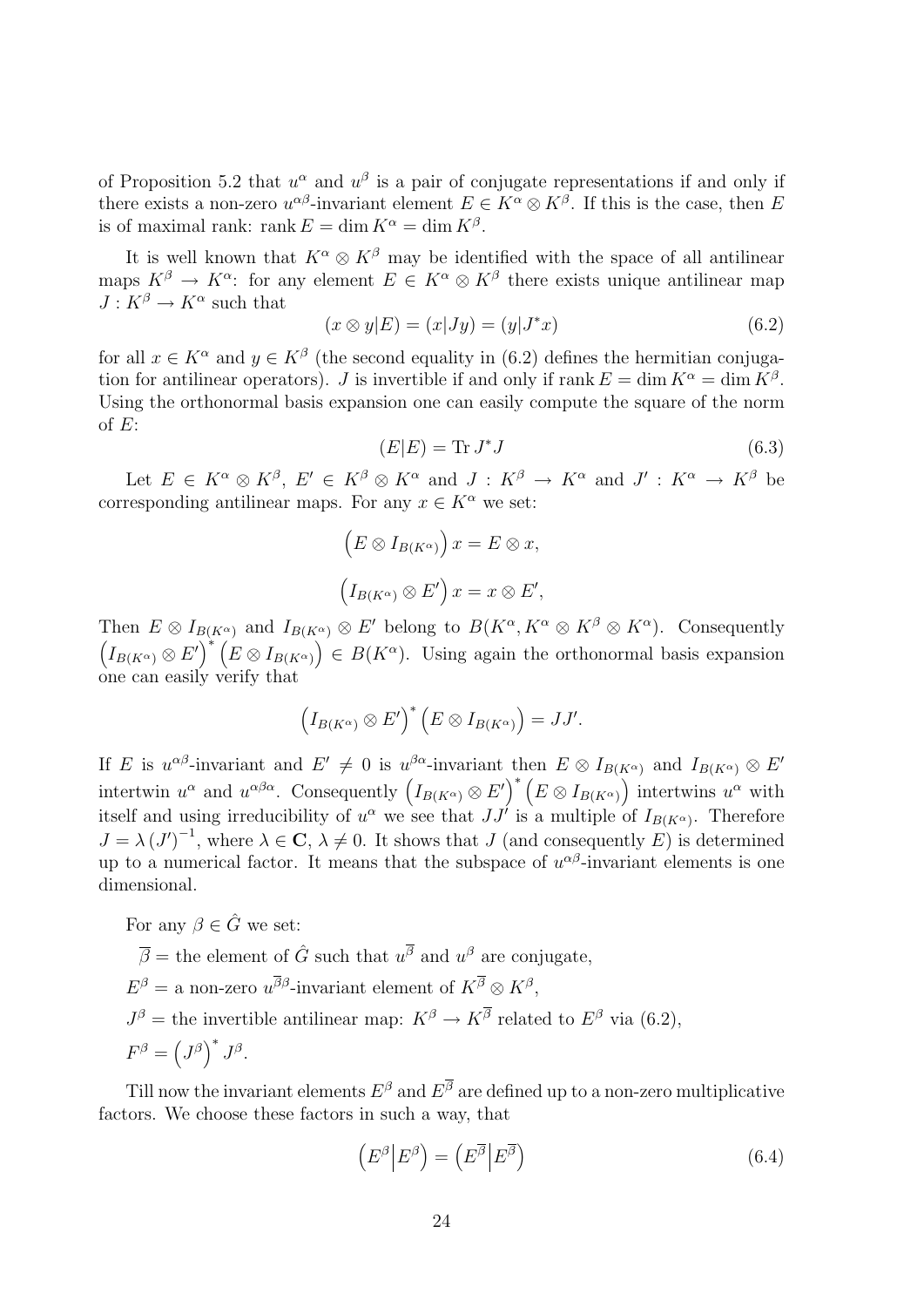of Proposition 5.2 that $u^\alpha$ and $u^\beta$ is a pair of conjugate representations if and only if there exists a non-zero $u^{\alpha\beta}$-invariant element $E \in K^\alpha \otimes K^\beta$. If this is the case, then $E$ is of maximal rank: $\operatorname{rank} E = \dim K^\alpha = \dim K^\beta$.

It is well known that $K^\alpha \otimes K^\beta$ may be identified with the space of all antilinear maps $K^\beta \to K^\alpha$: for any element $E \in K^\alpha \otimes K^\beta$ there exists unique antilinear map $J : K^\beta \to K^\alpha$ such that

$$(x \otimes y|E) = (x|Jy) = (y|J^* x) \tag{6.2}$$

for all $x \in K^\alpha$ and $y \in K^\beta$ (the second equality in (6.2) defines the hermitian conjugation for antilinear operators). $J$ is invertible if and only if $\operatorname{rank} E = \dim K^\alpha = \dim K^\beta$. Using the orthonormal basis expansion one can easily compute the square of the norm of $E$:

$$(E|E) = \operatorname{Tr} J^* J \tag{6.3}$$

Let $E \in K^\alpha \otimes K^\beta$, $E' \in K^\beta \otimes K^\alpha$ and $J : K^\beta \to K^\alpha$ and $J' : K^\alpha \to K^\beta$ be corresponding antilinear maps. For any $x \in K^\alpha$ we set:

$$\left(E \otimes I_{B(K^\alpha)}\right) x = E \otimes x,$$

$$\left(I_{B(K^\alpha)} \otimes E'\right) x = x \otimes E',$$

Then $E \otimes I_{B(K^\alpha)}$ and $I_{B(K^\alpha)} \otimes E'$ belong to $B(K^\alpha, K^\alpha \otimes K^\beta \otimes K^\alpha)$. Consequently $\left(I_{B(K^\alpha)} \otimes E'\right)^* \left(E \otimes I_{B(K^\alpha)}\right) \in B(K^\alpha)$. Using again the orthonormal basis expansion one can easily verify that

$$\left(I_{B(K^\alpha)} \otimes E'\right)^* \left(E \otimes I_{B(K^\alpha)}\right) = JJ'.$$

If $E$ is $u^{\alpha\beta}$-invariant and $E' \neq 0$ is $u^{\beta\alpha}$-invariant then $E \otimes I_{B(K^\alpha)}$ and $I_{B(K^\alpha)} \otimes E'$ intertwin $u^\alpha$ and $u^{\alpha\beta\alpha}$. Consequently $\left(I_{B(K^\alpha)} \otimes E'\right)^* \left(E \otimes I_{B(K^\alpha)}\right)$ intertwins $u^\alpha$ with itself and using irreducibility of $u^\alpha$ we see that $JJ'$ is a multiple of $I_{B(K^\alpha)}$. Therefore $J = \lambda (J')^{-1}$, where $\lambda \in \mathbf{C}$, $\lambda \neq 0$. It shows that $J$ (and consequently $E$) is determined up to a numerical factor. It means that the subspace of $u^{\alpha\beta}$-invariant elements is one dimensional.

For any $\beta \in \hat{G}$ we set:

$\overline{\beta}$ = the element of $\hat{G}$ such that $u^{\overline{\beta}}$ and $u^\beta$ are conjugate,

$E^\beta$ = a non-zero $u^{\overline{\beta}\beta}$-invariant element of $K^{\overline{\beta}} \otimes K^\beta$,

$J^\beta$ = the invertible antilinear map: $K^\beta \to K^{\overline{\beta}}$ related to $E^\beta$ via (6.2),

$F^\beta = \left(J^\beta\right)^* J^\beta$.

Till now the invariant elements $E^\beta$ and $E^{\overline{\beta}}$ are defined up to a non-zero multiplicative factors. We choose these factors in such a way, that

$$\left(E^\beta \middle| E^\beta\right) = \left(E^{\overline{\beta}} \middle| E^{\overline{\beta}}\right) \tag{6.4}$$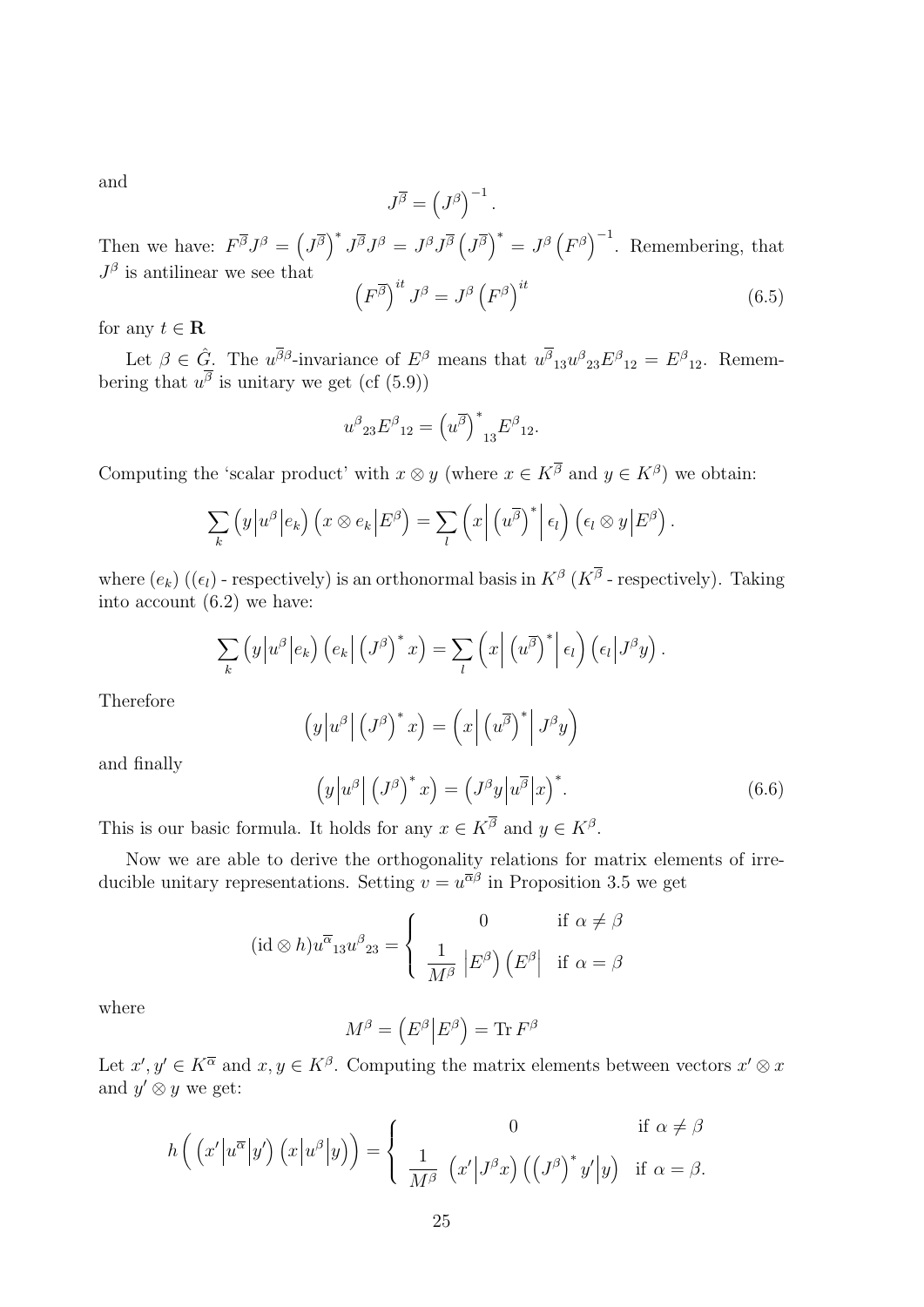and

$$J^{\overline{\beta}} = \left(J^{\beta}\right)^{-1}.$$

Then we have: $F^{\overline{\beta}} J^{\beta} = \left(J^{\overline{\beta}}\right)^{*} J^{\overline{\beta}} J^{\beta} = J^{\beta} J^{\overline{\beta}} \left(J^{\overline{\beta}}\right)^{*} = J^{\beta} \left(F^{\beta}\right)^{-1}$. Remembering, that $J^{\beta}$ is antilinear we see that

$$\left(F^{\overline{\beta}}\right)^{it} J^{\beta} = J^{\beta} \left(F^{\beta}\right)^{it} \tag{6.5}$$

for any $t \in \mathbf{R}$

Let $\beta \in \hat{G}$. The $u^{\overline{\beta}\beta}$-invariance of $E^{\beta}$ means that $u^{\overline{\beta}}{}_{13} u^{\beta}{}_{23} E^{\beta}{}_{12} = E^{\beta}{}_{12}$. Remembering that $u^{\overline{\beta}}$ is unitary we get (cf (5.9))

$$u^{\beta}{}_{23} E^{\beta}{}_{12} = \left(u^{\overline{\beta}}\right)^{*}{}_{13} E^{\beta}{}_{12}.$$

Computing the 'scalar product' with $x \otimes y$ (where $x \in K^{\overline{\beta}}$ and $y \in K^{\beta}$) we obtain:

$$\sum_{k} \left(y \middle| u^{\beta} \middle| e_k\right) \left(x \otimes e_k \middle| E^{\beta}\right) = \sum_{l} \left(x \middle| \left(u^{\overline{\beta}}\right)^{*} \middle| \epsilon_l\right) \left(\epsilon_l \otimes y \middle| E^{\beta}\right).$$

where $(e_k)$ ($(\epsilon_l)$ - respectively) is an orthonormal basis in $K^{\beta}$ ($K^{\overline{\beta}}$ - respectively). Taking into account (6.2) we have:

$$\sum_{k} \left(y \middle| u^{\beta} \middle| e_k\right) \left(e_k \middle| \left(J^{\beta}\right)^{*} x\right) = \sum_{l} \left(x \middle| \left(u^{\overline{\beta}}\right)^{*} \middle| \epsilon_l\right) \left(\epsilon_l \middle| J^{\beta} y\right).$$

Therefore

$$\left(y \middle| u^{\beta} \middle| \left(J^{\beta}\right)^{*} x\right) = \left(x \middle| \left(u^{\overline{\beta}}\right)^{*} \middle| J^{\beta} y\right)$$

and finally

$$\left(y \middle| u^{\beta} \middle| \left(J^{\beta}\right)^{*} x\right) = \left(J^{\beta} y \middle| u^{\overline{\beta}} \middle| x\right)^{*}. \tag{6.6}$$

This is our basic formula. It holds for any $x \in K^{\overline{\beta}}$ and $y \in K^{\beta}$.

Now we are able to derive the orthogonality relations for matrix elements of irreducible unitary representations. Setting $v = u^{\overline{\alpha}\beta}$ in Proposition 3.5 we get

$$(\mathrm{id} \otimes h) u^{\overline{\alpha}}{}_{13} u^{\beta}{}_{23} = \begin{cases} 0 & \text{if } \alpha \neq \beta \\ \dfrac{1}{M^{\beta}} \left|E^{\beta}\right) \left(E^{\beta}\right| & \text{if } \alpha = \beta \end{cases}$$

where

$$M^{\beta} = \left(E^{\beta} \middle| E^{\beta}\right) = \operatorname{Tr} F^{\beta}$$

Let $x', y' \in K^{\overline{\alpha}}$ and $x, y \in K^{\beta}$. Computing the matrix elements between vectors $x' \otimes x$ and $y' \otimes y$ we get:

$$h\left( \left(x' \middle| u^{\overline{\alpha}} \middle| y'\right) \left(x \middle| u^{\beta} \middle| y\right) \right) = \begin{cases} 0 & \text{if } \alpha \neq \beta \\ \dfrac{1}{M^{\beta}} \left(x' \middle| J^{\beta} x\right) \left(\left(J^{\beta}\right)^{*} y' \middle| y\right) & \text{if } \alpha = \beta. \end{cases}$$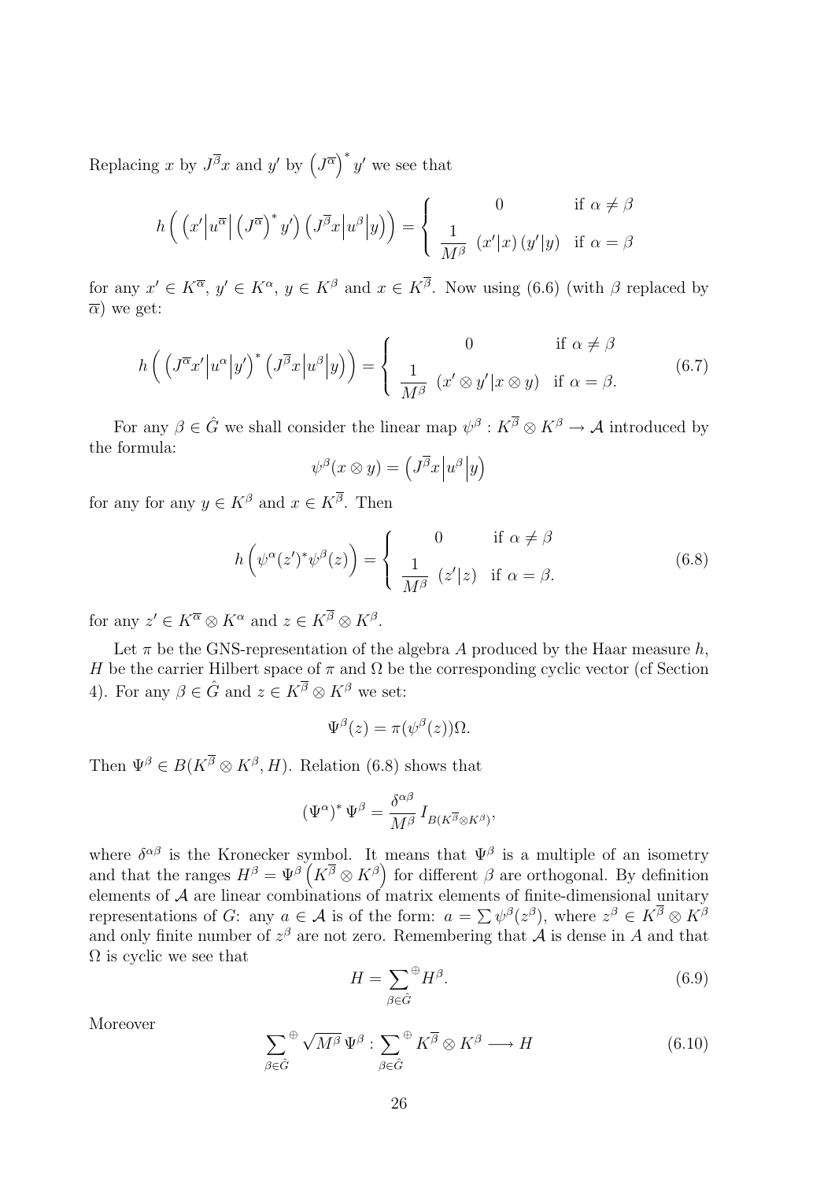Replacing $x$ by $J^{\overline{\beta}}x$ and $y'$ by $\left(J^{\overline{\alpha}}\right)^* y'$ we see that

$$h\Big(\left(x'\middle|u^{\overline{\alpha}}\middle|\left(J^{\overline{\alpha}}\right)^* y'\right)\left(J^{\overline{\beta}}x\middle|u^{\beta}\middle|y\right)\Big) = \begin{cases} \quad\quad 0 & \text{if } \alpha \neq \beta \\ \dfrac{1}{M^{\beta}}\ (x'|x)\,(y'|y) & \text{if } \alpha = \beta \end{cases}$$

for any $x' \in K^{\overline{\alpha}}$, $y' \in K^{\alpha}$, $y \in K^{\beta}$ and $x \in K^{\overline{\beta}}$. Now using (6.6) (with $\beta$ replaced by $\overline{\alpha}$) we get:

$$h\Big(\left(J^{\overline{\alpha}}x'\middle|u^{\alpha}\middle|y'\right)^*\left(J^{\overline{\beta}}x\middle|u^{\beta}\middle|y\right)\Big) = \begin{cases} \quad\quad 0 & \text{if } \alpha \neq \beta \\ \dfrac{1}{M^{\beta}}\ (x'\otimes y'|x\otimes y) & \text{if } \alpha = \beta. \end{cases} \tag{6.7}$$

For any $\beta \in \hat{G}$ we shall consider the linear map $\psi^{\beta} : K^{\overline{\beta}} \otimes K^{\beta} \to \mathcal{A}$ introduced by the formula:

$$\psi^{\beta}(x \otimes y) = \left(J^{\overline{\beta}}x\middle|u^{\beta}\middle|y\right)$$

for any for any $y \in K^{\beta}$ and $x \in K^{\overline{\beta}}$. Then

$$h\Big(\psi^{\alpha}(z')^*\psi^{\beta}(z)\Big) = \begin{cases} \quad\quad 0 & \text{if } \alpha \neq \beta \\ \dfrac{1}{M^{\beta}}\ (z'|z) & \text{if } \alpha = \beta. \end{cases} \tag{6.8}$$

for any $z' \in K^{\overline{\alpha}} \otimes K^{\alpha}$ and $z \in K^{\overline{\beta}} \otimes K^{\beta}$.

Let $\pi$ be the GNS-representation of the algebra $A$ produced by the Haar measure $h$, $H$ be the carrier Hilbert space of $\pi$ and $\Omega$ be the corresponding cyclic vector (cf Section 4). For any $\beta \in \hat{G}$ and $z \in K^{\overline{\beta}} \otimes K^{\beta}$ we set:

$$\Psi^{\beta}(z) = \pi(\psi^{\beta}(z))\Omega.$$

Then $\Psi^{\beta} \in B(K^{\overline{\beta}} \otimes K^{\beta}, H)$. Relation (6.8) shows that

$$\left(\Psi^{\alpha}\right)^* \Psi^{\beta} = \frac{\delta^{\alpha\beta}}{M^{\beta}}\, I_{B(K^{\overline{\beta}}\otimes K^{\beta})},$$

where $\delta^{\alpha\beta}$ is the Kronecker symbol. It means that $\Psi^{\beta}$ is a multiple of an isometry and that the ranges $H^{\beta} = \Psi^{\beta}\left(K^{\overline{\beta}} \otimes K^{\beta}\right)$ for different $\beta$ are orthogonal. By definition elements of $\mathcal{A}$ are linear combinations of matrix elements of finite-dimensional unitary representations of $G$: any $a \in \mathcal{A}$ is of the form: $a = \sum \psi^{\beta}(z^{\beta})$, where $z^{\beta} \in K^{\overline{\beta}} \otimes K^{\beta}$ and only finite number of $z^{\beta}$ are not zero. Remembering that $\mathcal{A}$ is dense in $A$ and that $\Omega$ is cyclic we see that

$$H = \sum_{\beta\in\hat{G}}{}^{\oplus} H^{\beta}. \tag{6.9}$$

Moreover

$$\sum_{\beta\in\hat{G}}{}^{\oplus} \sqrt{M^{\beta}}\,\Psi^{\beta} : \sum_{\beta\in\hat{G}}{}^{\oplus} K^{\overline{\beta}} \otimes K^{\beta} \longrightarrow H \tag{6.10}$$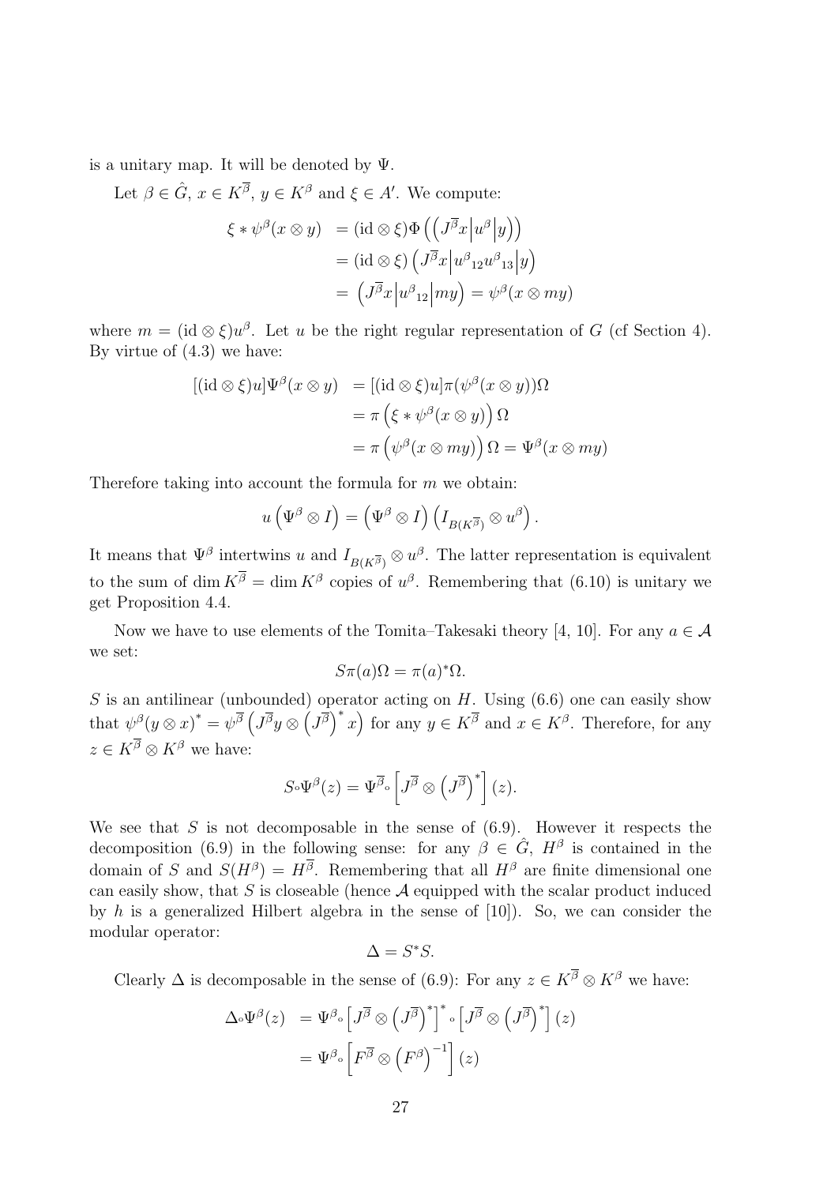is a unitary map. It will be denoted by $\Psi$.

Let $\beta \in \hat{G}$, $x \in K^{\overline{\beta}}$, $y \in K^{\beta}$ and $\xi \in A'$. We compute:

$$
\begin{aligned}
\xi * \psi^{\beta}(x \otimes y) &= (\mathrm{id} \otimes \xi)\Phi\left(\left(J^{\overline{\beta}}x\middle|u^{\beta}\middle|y\right)\right) \\
&= (\mathrm{id} \otimes \xi)\left(J^{\overline{\beta}}x\middle|{u^{\beta}}_{12}{u^{\beta}}_{13}\middle|y\right) \\
&= \left(J^{\overline{\beta}}x\middle|{u^{\beta}}_{12}\middle|my\right) = \psi^{\beta}(x \otimes my)
\end{aligned}
$$

where $m = (\mathrm{id} \otimes \xi)u^{\beta}$. Let $u$ be the right regular representation of $G$ (cf Section 4). By virtue of (4.3) we have:

$$
\begin{aligned}
[(\mathrm{id} \otimes \xi)u]\Psi^{\beta}(x \otimes y) &= [(\mathrm{id} \otimes \xi)u]\pi(\psi^{\beta}(x \otimes y))\Omega \\
&= \pi\left(\xi * \psi^{\beta}(x \otimes y)\right)\Omega \\
&= \pi\left(\psi^{\beta}(x \otimes my)\right)\Omega = \Psi^{\beta}(x \otimes my)
\end{aligned}
$$

Therefore taking into account the formula for $m$ we obtain:

$$
u\left(\Psi^{\beta} \otimes I\right) = \left(\Psi^{\beta} \otimes I\right)\left(I_{B(K^{\overline{\beta}})} \otimes u^{\beta}\right).
$$

It means that $\Psi^{\beta}$ intertwins $u$ and $I_{B(K^{\overline{\beta}})} \otimes u^{\beta}$. The latter representation is equivalent to the sum of $\dim K^{\overline{\beta}} = \dim K^{\beta}$ copies of $u^{\beta}$. Remembering that (6.10) is unitary we get Proposition 4.4.

Now we have to use elements of the Tomita–Takesaki theory [4, 10]. For any $a \in \mathcal{A}$ we set:

$$
S\pi(a)\Omega = \pi(a)^*\Omega.
$$

$S$ is an antilinear (unbounded) operator acting on $H$. Using (6.6) one can easily show that $\psi^{\beta}(y \otimes x)^* = \psi^{\overline{\beta}}\left(J^{\beta}y \otimes \left(J^{\overline{\beta}}\right)^* x\right)$ for any $y \in K^{\overline{\beta}}$ and $x \in K^{\beta}$. Therefore, for any $z \in K^{\overline{\beta}} \otimes K^{\beta}$ we have:

$$
S{\circ}\Psi^{\beta}(z) = \Psi^{\overline{\beta}}{\circ}\left[J^{\overline{\beta}} \otimes \left(J^{\overline{\beta}}\right)^*\right](z).
$$

We see that $S$ is not decomposable in the sense of (6.9). However it respects the decomposition (6.9) in the following sense: for any $\beta \in \hat{G}$, $H^{\beta}$ is contained in the domain of $S$ and $S(H^{\beta}) = H^{\overline{\beta}}$. Remembering that all $H^{\beta}$ are finite dimensional one can easily show, that $S$ is closeable (hence $\mathcal{A}$ equipped with the scalar product induced by $h$ is a generalized Hilbert algebra in the sense of [10]). So, we can consider the modular operator:

$$
\Delta = S^*S.
$$

Clearly $\Delta$ is decomposable in the sense of (6.9): For any $z \in K^{\overline{\beta}} \otimes K^{\beta}$ we have:

$$
\begin{aligned}
\Delta{\circ}\Psi^{\beta}(z) &= \Psi^{\beta}{\circ}\left[J^{\overline{\beta}} \otimes \left(J^{\overline{\beta}}\right)^*\right]^*{\circ}\left[J^{\overline{\beta}} \otimes \left(J^{\overline{\beta}}\right)^*\right](z) \\
&= \Psi^{\beta}{\circ}\left[F^{\overline{\beta}} \otimes \left(F^{\beta}\right)^{-1}\right](z)
\end{aligned}
$$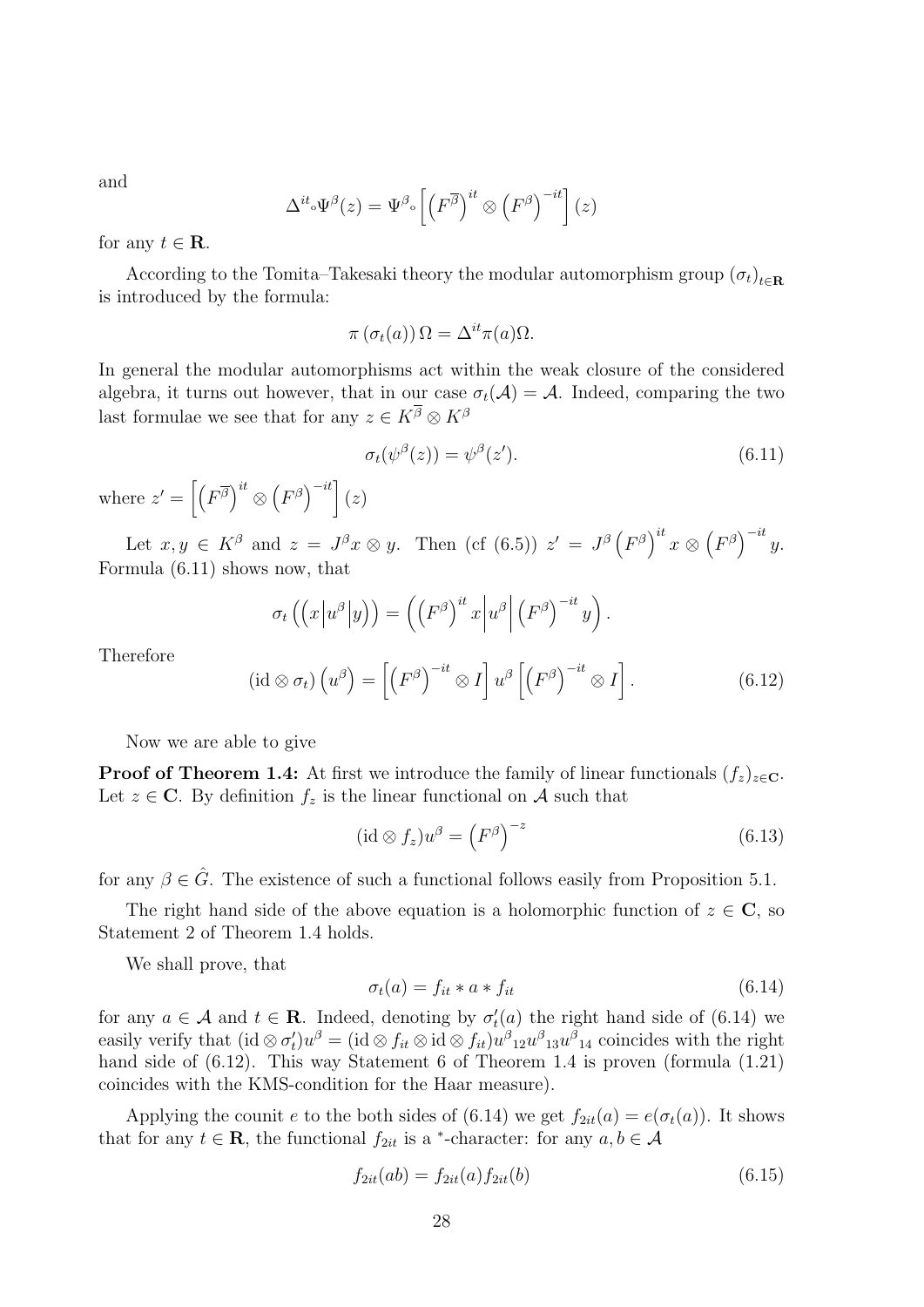and

$$\Delta^{it}\circ\Psi^{\beta}(z) = \Psi^{\beta}\circ\left[\left(F^{\overline{\beta}}\right)^{it} \otimes \left(F^{\beta}\right)^{-it}\right](z)$$

for any $t \in \mathbf{R}$.

According to the Tomita–Takesaki theory the modular automorphism group $(\sigma_t)_{t\in\mathbf{R}}$ is introduced by the formula:

$$\pi\left(\sigma_t(a)\right)\Omega = \Delta^{it}\pi(a)\Omega.$$

In general the modular automorphisms act within the weak closure of the considered algebra, it turns out however, that in our case $\sigma_t(\mathcal{A}) = \mathcal{A}$. Indeed, comparing the two last formulae we see that for any $z \in K^{\overline{\beta}} \otimes K^{\beta}$

$$\sigma_t(\psi^{\beta}(z)) = \psi^{\beta}(z'). \tag{6.11}$$

where $z' = \left[\left(F^{\overline{\beta}}\right)^{it} \otimes \left(F^{\beta}\right)^{-it}\right](z)$

Let $x, y \in K^{\beta}$ and $z = J^{\beta}x \otimes y$. Then (cf (6.5)) $z' = J^{\beta}\left(F^{\beta}\right)^{it} x \otimes \left(F^{\beta}\right)^{-it} y$. Formula (6.11) shows now, that

$$\sigma_t\left(\left(x\middle|u^{\beta}\middle|y\right)\right) = \left(\left(F^{\beta}\right)^{it} x\middle|u^{\beta}\middle|\left(F^{\beta}\right)^{-it} y\right).$$

Therefore

$$(\mathrm{id} \otimes \sigma_t)\left(u^{\beta}\right) = \left[\left(F^{\beta}\right)^{-it} \otimes I\right] u^{\beta} \left[\left(F^{\beta}\right)^{-it} \otimes I\right]. \tag{6.12}$$

Now we are able to give

**Proof of Theorem 1.4:** At first we introduce the family of linear functionals $(f_z)_{z\in\mathbf{C}}$. Let $z \in \mathbf{C}$. By definition $f_z$ is the linear functional on $\mathcal{A}$ such that

$$(\mathrm{id} \otimes f_z)u^{\beta} = \left(F^{\beta}\right)^{-z} \tag{6.13}$$

for any $\beta \in \hat{G}$. The existence of such a functional follows easily from Proposition 5.1.

The right hand side of the above equation is a holomorphic function of $z \in \mathbf{C}$, so Statement 2 of Theorem 1.4 holds.

We shall prove, that

$$\sigma_t(a) = f_{it} * a * f_{it} \tag{6.14}$$

for any $a \in \mathcal{A}$ and $t \in \mathbf{R}$. Indeed, denoting by $\sigma'_t(a)$ the right hand side of (6.14) we easily verify that $(\mathrm{id} \otimes \sigma'_t)u^{\beta} = (\mathrm{id} \otimes f_{it} \otimes \mathrm{id} \otimes f_{it})u^{\beta}{}_{12}u^{\beta}{}_{13}u^{\beta}{}_{14}$ coincides with the right hand side of (6.12). This way Statement 6 of Theorem 1.4 is proven (formula (1.21) coincides with the KMS-condition for the Haar measure).

Applying the counit $e$ to the both sides of (6.14) we get $f_{2it}(a) = e(\sigma_t(a))$. It shows that for any $t \in \mathbf{R}$, the functional $f_{2it}$ is a $^*$-character: for any $a, b \in \mathcal{A}$

$$f_{2it}(ab) = f_{2it}(a)f_{2it}(b) \tag{6.15}$$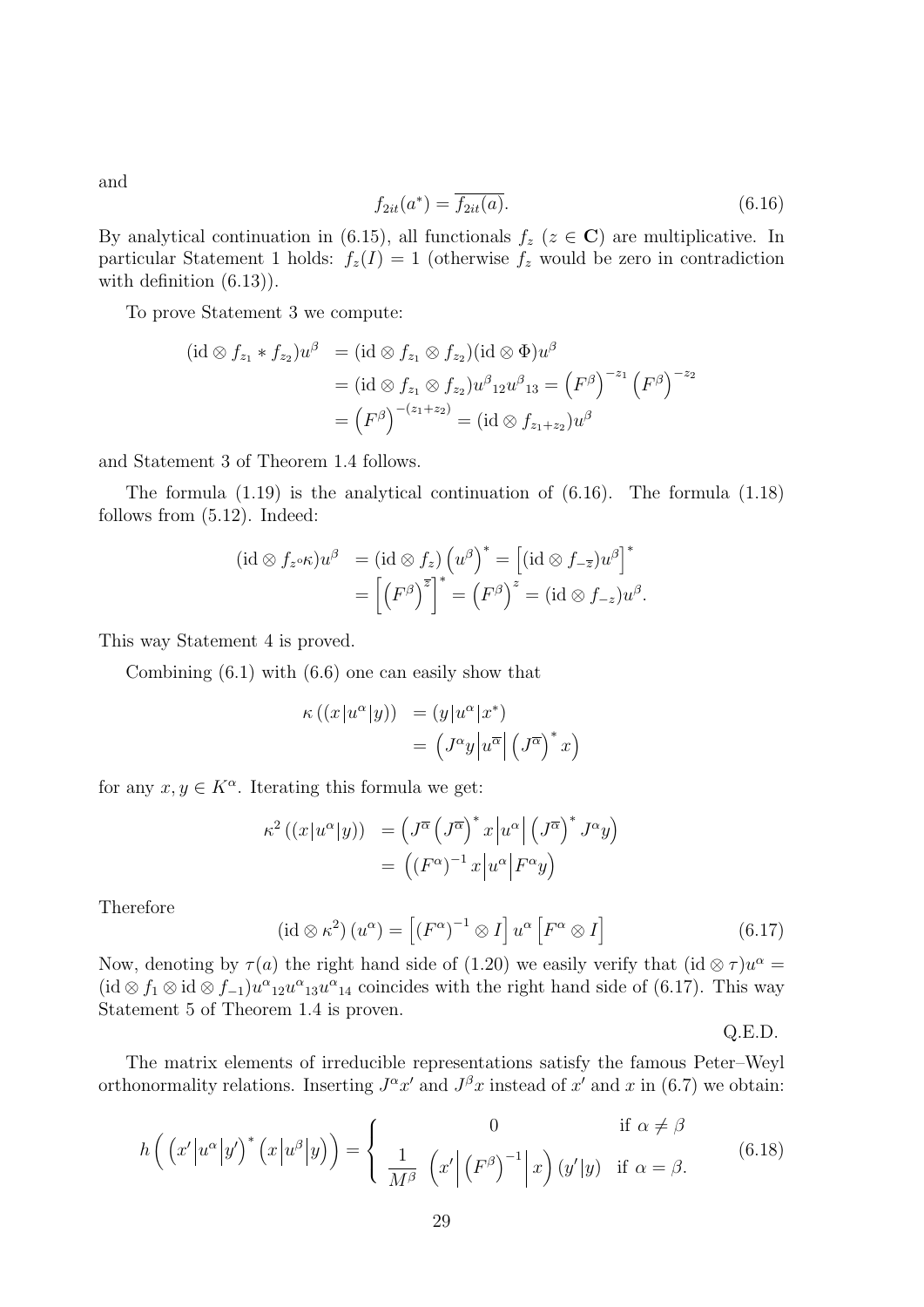and

$$f_{2it}(a^*) = \overline{f_{2it}(a)}. \tag{6.16}$$

By analytical continuation in (6.15), all functionals $f_z$ ($z \in \mathbf{C}$) are multiplicative. In particular Statement 1 holds: $f_z(I) = 1$ (otherwise $f_z$ would be zero in contradiction with definition (6.13)).

To prove Statement 3 we compute:

$$\begin{aligned}
(\mathrm{id} \otimes f_{z_1} * f_{z_2})u^\beta &= (\mathrm{id} \otimes f_{z_1} \otimes f_{z_2})(\mathrm{id} \otimes \Phi)u^\beta \\
&= (\mathrm{id} \otimes f_{z_1} \otimes f_{z_2}){u^\beta}_{12}{u^\beta}_{13} = \left(F^\beta\right)^{-z_1}\left(F^\beta\right)^{-z_2} \\
&= \left(F^\beta\right)^{-(z_1+z_2)} = (\mathrm{id} \otimes f_{z_1+z_2})u^\beta
\end{aligned}$$

and Statement 3 of Theorem 1.4 follows.

The formula (1.19) is the analytical continuation of (6.16). The formula (1.18) follows from (5.12). Indeed:

$$\begin{aligned}
(\mathrm{id} \otimes f_{z^\circ}\kappa)u^\beta &= (\mathrm{id} \otimes f_z)\left(u^\beta\right)^* = \left[(\mathrm{id} \otimes f_{-\overline{z}})u^\beta\right]^* \\
&= \left[\left(F^\beta\right)^{\overline{z}}\right]^* = \left(F^\beta\right)^z = (\mathrm{id} \otimes f_{-z})u^\beta.
\end{aligned}$$

This way Statement 4 is proved.

Combining (6.1) with (6.6) one can easily show that

$$\begin{aligned}
\kappa\left((x|u^\alpha|y)\right) &= (y|u^\alpha|x^*) \\
&= \left(J^\alpha y\middle|u^{\overline{\alpha}}\middle|\left(J^{\overline{\alpha}}\right)^* x\right)
\end{aligned}$$

for any $x, y \in K^\alpha$. Iterating this formula we get:

$$\begin{aligned}
\kappa^2\left((x|u^\alpha|y)\right) &= \left(J^{\overline{\alpha}}\left(J^{\overline{\alpha}}\right)^* x\middle|u^\alpha\middle|\left(J^{\overline{\alpha}}\right)^* J^\alpha y\right) \\
&= \left((F^\alpha)^{-1} x\middle|u^\alpha\middle|F^\alpha y\right)
\end{aligned}$$

Therefore

$$(\mathrm{id} \otimes \kappa^2)(u^\alpha) = \left[(F^\alpha)^{-1} \otimes I\right] u^\alpha \left[F^\alpha \otimes I\right] \tag{6.17}$$

Now, denoting by $\tau(a)$ the right hand side of (1.20) we easily verify that $(\mathrm{id} \otimes \tau)u^\alpha = (\mathrm{id} \otimes f_1 \otimes \mathrm{id} \otimes f_{-1}){u^\alpha}_{12}{u^\alpha}_{13}{u^\alpha}_{14}$ coincides with the right hand side of (6.17). This way Statement 5 of Theorem 1.4 is proven.

Q.E.D.

The matrix elements of irreducible representations satisfy the famous Peter–Weyl orthonormality relations. Inserting $J^\alpha x'$ and $J^\beta x$ instead of $x'$ and $x$ in (6.7) we obtain:

$$h\left(\left(x'\middle|u^\alpha\middle|y'\right)^*\left(x\middle|u^\beta\middle|y\right)\right) = \begin{cases} 0 & \text{if } \alpha \neq \beta \\ \dfrac{1}{M^\beta}\left(x'\middle|\left(F^\beta\right)^{-1}\middle|x\right)(y'|y) & \text{if } \alpha = \beta. \end{cases} \tag{6.18}$$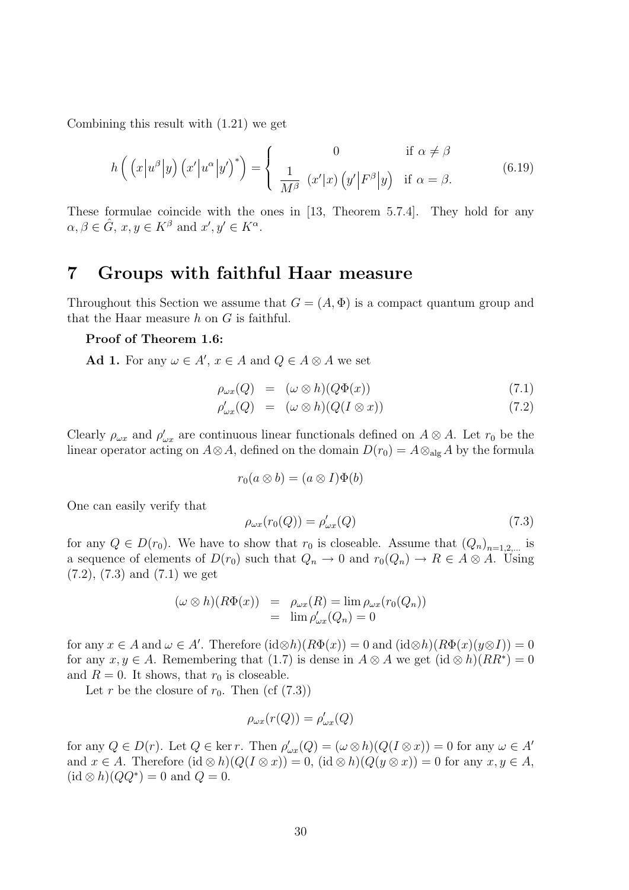Combining this result with (1.21) we get

$$h\left(\left(x\middle|u^{\beta}\middle|y\right)\left(x'\middle|u^{\alpha}\middle|y'\right)^{*}\right)=\begin{cases} 0 & \text{if } \alpha\neq\beta \\ \dfrac{1}{M^{\beta}}\ (x'|x)\left(y'\middle|F^{\beta}\middle|y\right) & \text{if } \alpha=\beta. \end{cases} \tag{6.19}$$

These formulae coincide with the ones in [13, Theorem 5.7.4]. They hold for any $\alpha, \beta \in \hat{G}$, $x, y \in K^{\beta}$ and $x', y' \in K^{\alpha}$.

# 7 Groups with faithful Haar measure

Throughout this Section we assume that $G = (A, \Phi)$ is a compact quantum group and that the Haar measure $h$ on $G$ is faithful.

**Proof of Theorem 1.6:**

**Ad 1.** For any $\omega \in A'$, $x \in A$ and $Q \in A \otimes A$ we set

$$\rho_{\omega x}(Q) = (\omega \otimes h)(Q\Phi(x)) \tag{7.1}$$

$$\rho'_{\omega x}(Q) = (\omega \otimes h)(Q(I \otimes x)) \tag{7.2}$$

Clearly $\rho_{\omega x}$ and $\rho'_{\omega x}$ are continuous linear functionals defined on $A \otimes A$. Let $r_0$ be the linear operator acting on $A \otimes A$, defined on the domain $D(r_0) = A \otimes_{\text{alg}} A$ by the formula

$$r_0(a \otimes b) = (a \otimes I)\Phi(b)$$

One can easily verify that

$$\rho_{\omega x}(r_0(Q)) = \rho'_{\omega x}(Q) \tag{7.3}$$

for any $Q \in D(r_0)$. We have to show that $r_0$ is closeable. Assume that $(Q_n)_{n=1,2,\ldots}$ is a sequence of elements of $D(r_0)$ such that $Q_n \to 0$ and $r_0(Q_n) \to R \in A \otimes A$. Using (7.2), (7.3) and (7.1) we get

$$\begin{aligned}(\omega \otimes h)(R\Phi(x)) &= \rho_{\omega x}(R) = \lim \rho_{\omega x}(r_0(Q_n)) \\ &= \lim \rho'_{\omega x}(Q_n) = 0\end{aligned}$$

for any $x \in A$ and $\omega \in A'$. Therefore $(\mathrm{id}\otimes h)(R\Phi(x)) = 0$ and $(\mathrm{id}\otimes h)(R\Phi(x)(y\otimes I)) = 0$ for any $x, y \in A$. Remembering that (1.7) is dense in $A \otimes A$ we get $(\mathrm{id} \otimes h)(RR^*) = 0$ and $R = 0$. It shows, that $r_0$ is closeable.

Let $r$ be the closure of $r_0$. Then (cf (7.3))

$$\rho_{\omega x}(r(Q)) = \rho'_{\omega x}(Q)$$

for any $Q \in D(r)$. Let $Q \in \ker r$. Then $\rho'_{\omega x}(Q) = (\omega \otimes h)(Q(I \otimes x)) = 0$ for any $\omega \in A'$ and $x \in A$. Therefore $(\mathrm{id} \otimes h)(Q(I \otimes x)) = 0$, $(\mathrm{id} \otimes h)(Q(y \otimes x)) = 0$ for any $x, y \in A$, $(\mathrm{id} \otimes h)(QQ^*) = 0$ and $Q = 0$.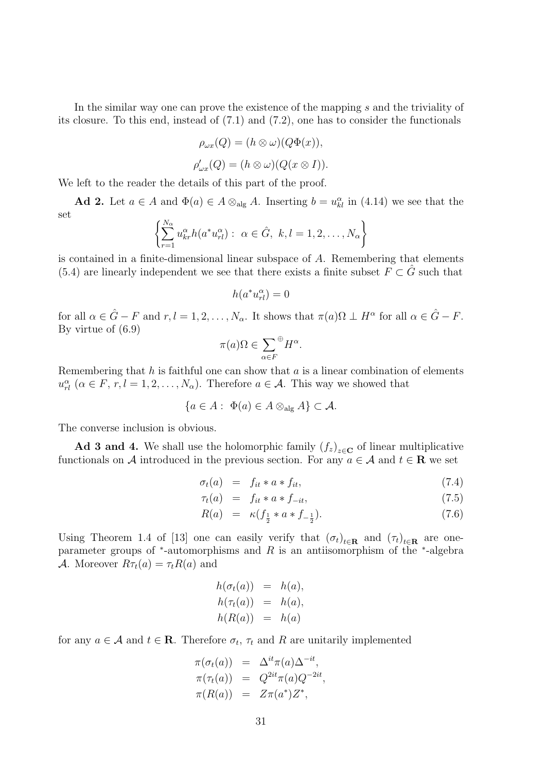In the similar way one can prove the existence of the mapping $s$ and the triviality of its closure. To this end, instead of (7.1) and (7.2), one has to consider the functionals

$$\rho_{\omega x}(Q) = (h \otimes \omega)(Q\Phi(x)),$$

$$\rho'_{\omega x}(Q) = (h \otimes \omega)(Q(x \otimes I)).$$

We left to the reader the details of this part of the proof.

**Ad 2.** Let $a \in A$ and $\Phi(a) \in A \otimes_{\mathrm{alg}} A$. Inserting $b = u^{\alpha}_{kl}$ in (4.14) we see that the set

$$\left\{ \sum_{r=1}^{N_\alpha} u^{\alpha}_{kr} h(a^* u^{\alpha}_{rl}) : \ \alpha \in \hat{G}, \ k, l = 1, 2, \ldots, N_\alpha \right\}$$

is contained in a finite-dimensional linear subspace of $A$. Remembering that elements (5.4) are linearly independent we see that there exists a finite subset $F \subset \hat{G}$ such that

$$h(a^* u^{\alpha}_{rl}) = 0$$

for all $\alpha \in \hat{G} - F$ and $r, l = 1, 2, \ldots, N_\alpha$. It shows that $\pi(a)\Omega \perp H^\alpha$ for all $\alpha \in \hat{G} - F$. By virtue of (6.9)

$$\pi(a)\Omega \in \sum_{\alpha \in F}{}^{\oplus} H^\alpha.$$

Remembering that $h$ is faithful one can show that $a$ is a linear combination of elements $u^{\alpha}_{rl}$ ($\alpha \in F$, $r, l = 1, 2, \ldots, N_\alpha$). Therefore $a \in \mathcal{A}$. This way we showed that

$$\{a \in A : \ \Phi(a) \in A \otimes_{\mathrm{alg}} A\} \subset \mathcal{A}.$$

The converse inclusion is obvious.

**Ad 3 and 4.** We shall use the holomorphic family $(f_z)_{z \in \mathbf{C}}$ of linear multiplicative functionals on $\mathcal{A}$ introduced in the previous section. For any $a \in \mathcal{A}$ and $t \in \mathbf{R}$ we set

$$\sigma_t(a) = f_{it} * a * f_{it}, \tag{7.4}$$

$$\tau_t(a) = f_{it} * a * f_{-it}, \tag{7.5}$$

$$R(a) = \kappa(f_{\frac{1}{2}} * a * f_{-\frac{1}{2}}). \tag{7.6}$$

Using Theorem 1.4 of [13] one can easily verify that $(\sigma_t)_{t \in \mathbf{R}}$ and $(\tau_t)_{t \in \mathbf{R}}$ are one-parameter groups of $^*$-automorphisms and $R$ is an antiisomorphism of the $^*$-algebra $\mathcal{A}$. Moreover $R\tau_t(a) = \tau_t R(a)$ and

$$\begin{aligned} h(\sigma_t(a)) &= h(a), \\ h(\tau_t(a)) &= h(a), \\ h(R(a)) &= h(a) \end{aligned}$$

for any $a \in \mathcal{A}$ and $t \in \mathbf{R}$. Therefore $\sigma_t$, $\tau_t$ and $R$ are unitarily implemented

$$\begin{aligned} \pi(\sigma_t(a)) &= \Delta^{it} \pi(a) \Delta^{-it}, \\ \pi(\tau_t(a)) &= Q^{2it} \pi(a) Q^{-2it}, \\ \pi(R(a)) &= Z \pi(a^*) Z^*, \end{aligned}$$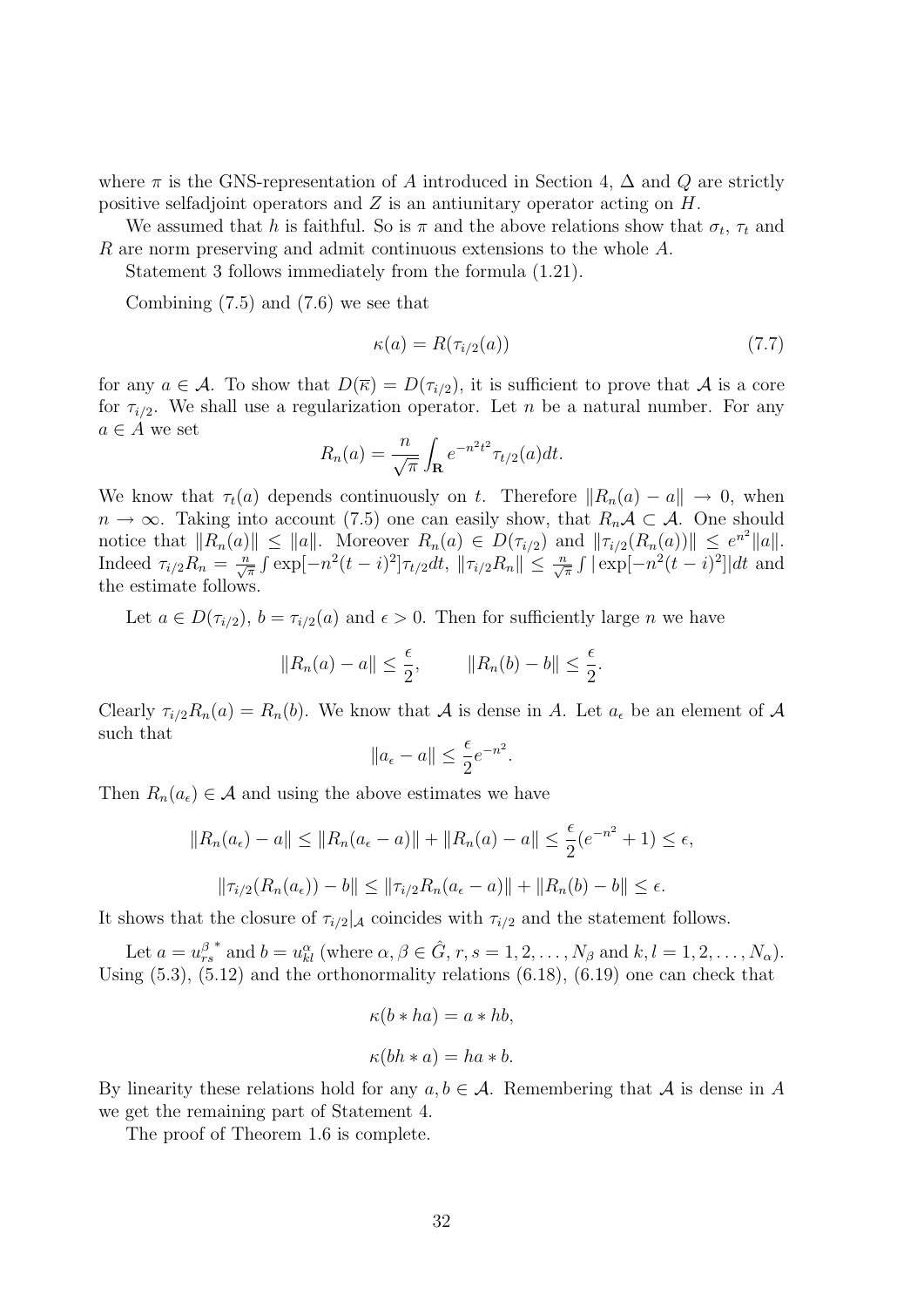where $\pi$ is the GNS-representation of $A$ introduced in Section 4, $\Delta$ and $Q$ are strictly positive selfadjoint operators and $Z$ is an antiunitary operator acting on $H$.

We assumed that $h$ is faithful. So is $\pi$ and the above relations show that $\sigma_t$, $\tau_t$ and $R$ are norm preserving and admit continuous extensions to the whole $A$.

Statement 3 follows immediately from the formula (1.21).

Combining (7.5) and (7.6) we see that

$$\kappa(a) = R(\tau_{i/2}(a)) \tag{7.7}$$

for any $a \in \mathcal{A}$. To show that $D(\overline{\kappa}) = D(\tau_{i/2})$, it is sufficient to prove that $\mathcal{A}$ is a core for $\tau_{i/2}$. We shall use a regularization operator. Let $n$ be a natural number. For any $a \in A$ we set

$$R_n(a) = \frac{n}{\sqrt{\pi}} \int_{\mathbf{R}} e^{-n^2t^2} \tau_{t/2}(a)dt.$$

We know that $\tau_t(a)$ depends continuously on $t$. Therefore $\|R_n(a) - a\| \to 0$, when $n \to \infty$. Taking into account (7.5) one can easily show, that $R_n\mathcal{A} \subset \mathcal{A}$. One should notice that $\|R_n(a)\| \leq \|a\|$. Moreover $R_n(a) \in D(\tau_{i/2})$ and $\|\tau_{i/2}(R_n(a))\| \leq e^{n^2}\|a\|$. Indeed $\tau_{i/2}R_n = \frac{n}{\sqrt{\pi}} \int \exp[-n^2(t-i)^2]\tau_{t/2}dt$, $\|\tau_{i/2}R_n\| \leq \frac{n}{\sqrt{\pi}} \int |\exp[-n^2(t-i)^2]|dt$ and the estimate follows.

Let $a \in D(\tau_{i/2})$, $b = \tau_{i/2}(a)$ and $\epsilon > 0$. Then for sufficiently large $n$ we have

$$\|R_n(a) - a\| \leq \frac{\epsilon}{2}, \qquad \|R_n(b) - b\| \leq \frac{\epsilon}{2}.$$

Clearly $\tau_{i/2}R_n(a) = R_n(b)$. We know that $\mathcal{A}$ is dense in $A$. Let $a_\epsilon$ be an element of $\mathcal{A}$ such that

$$\|a_\epsilon - a\| \leq \frac{\epsilon}{2}e^{-n^2}.$$

Then $R_n(a_\epsilon) \in \mathcal{A}$ and using the above estimates we have

$$\|R_n(a_\epsilon) - a\| \leq \|R_n(a_\epsilon - a)\| + \|R_n(a) - a\| \leq \frac{\epsilon}{2}(e^{-n^2} + 1) \leq \epsilon,$$

$$\|\tau_{i/2}(R_n(a_\epsilon)) - b\| \leq \|\tau_{i/2}R_n(a_\epsilon - a)\| + \|R_n(b) - b\| \leq \epsilon.$$

It shows that the closure of $\tau_{i/2}|_{\mathcal{A}}$ coincides with $\tau_{i/2}$ and the statement follows.

Let $a = {u^\beta_{rs}}^*$ and $b = u^\alpha_{kl}$ (where $\alpha, \beta \in \hat{G}$, $r, s = 1, 2, \dots, N_\beta$ and $k, l = 1, 2, \dots, N_\alpha$). Using (5.3), (5.12) and the orthonormality relations (6.18), (6.19) one can check that

$$\kappa(b * ha) = a * hb,$$

$$\kappa(bh * a) = ha * b.$$

By linearity these relations hold for any $a, b \in \mathcal{A}$. Remembering that $\mathcal{A}$ is dense in $A$ we get the remaining part of Statement 4.

The proof of Theorem 1.6 is complete.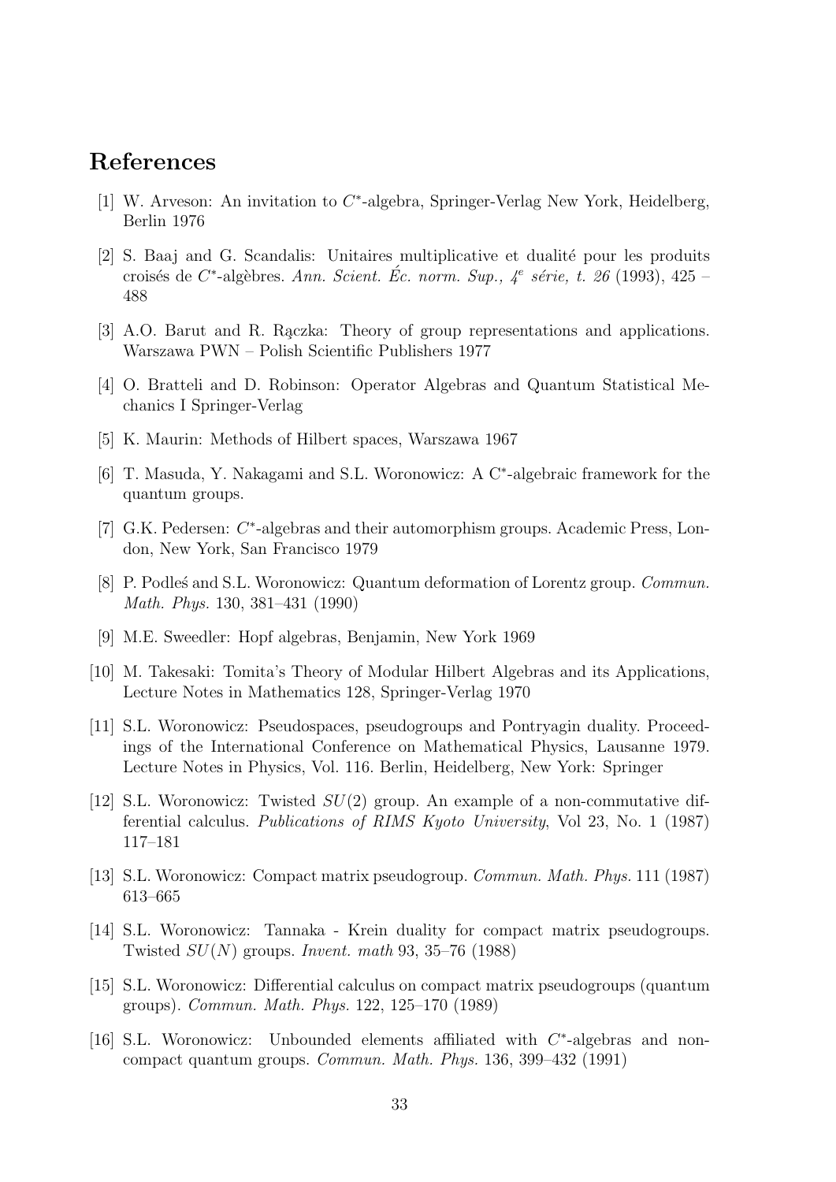## References

[1] W. Arveson: An invitation to $C^*$-algebra, Springer-Verlag New York, Heidelberg, Berlin 1976

[2] S. Baaj and G. Scandalis: Unitaires multiplicative et dualité pour les produits croisés de $C^*$-algèbres. *Ann. Scient. Éc. norm. Sup., 4e série, t. 26* (1993), 425 – 488

[3] A.O. Barut and R. Rączka: Theory of group representations and applications. Warszawa PWN – Polish Scientific Publishers 1977

[4] O. Bratteli and D. Robinson: Operator Algebras and Quantum Statistical Mechanics I Springer-Verlag

[5] K. Maurin: Methods of Hilbert spaces, Warszawa 1967

[6] T. Masuda, Y. Nakagami and S.L. Woronowicz: A $C^*$-algebraic framework for the quantum groups.

[7] G.K. Pedersen: $C^*$-algebras and their automorphism groups. Academic Press, London, New York, San Francisco 1979

[8] P. Podleś and S.L. Woronowicz: Quantum deformation of Lorentz group. *Commun. Math. Phys.* 130, 381–431 (1990)

[9] M.E. Sweedler: Hopf algebras, Benjamin, New York 1969

[10] M. Takesaki: Tomita's Theory of Modular Hilbert Algebras and its Applications, Lecture Notes in Mathematics 128, Springer-Verlag 1970

[11] S.L. Woronowicz: Pseudospaces, pseudogroups and Pontryagin duality. Proceedings of the International Conference on Mathematical Physics, Lausanne 1979. Lecture Notes in Physics, Vol. 116. Berlin, Heidelberg, New York: Springer

[12] S.L. Woronowicz: Twisted $SU(2)$ group. An example of a non-commutative differential calculus. *Publications of RIMS Kyoto University*, Vol 23, No. 1 (1987) 117–181

[13] S.L. Woronowicz: Compact matrix pseudogroup. *Commun. Math. Phys.* 111 (1987) 613–665

[14] S.L. Woronowicz: Tannaka - Krein duality for compact matrix pseudogroups. Twisted $SU(N)$ groups. *Invent. math* 93, 35–76 (1988)

[15] S.L. Woronowicz: Differential calculus on compact matrix pseudogroups (quantum groups). *Commun. Math. Phys.* 122, 125–170 (1989)

[16] S.L. Woronowicz: Unbounded elements affiliated with $C^*$-algebras and non-compact quantum groups. *Commun. Math. Phys.* 136, 399–432 (1991)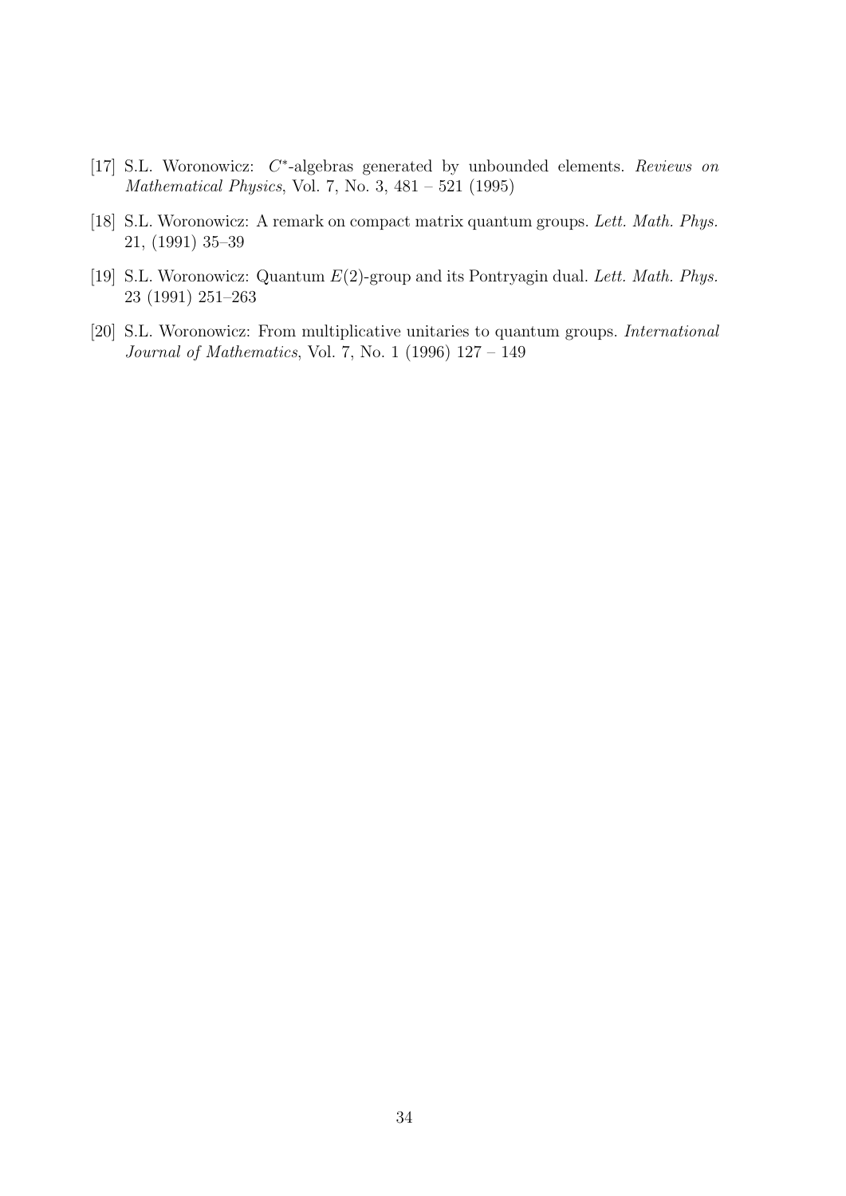[17] S.L. Woronowicz: $C^*$-algebras generated by unbounded elements. *Reviews on Mathematical Physics*, Vol. 7, No. 3, 481 – 521 (1995)

[18] S.L. Woronowicz: A remark on compact matrix quantum groups. *Lett. Math. Phys.* 21, (1991) 35–39

[19] S.L. Woronowicz: Quantum $E(2)$-group and its Pontryagin dual. *Lett. Math. Phys.* 23 (1991) 251–263

[20] S.L. Woronowicz: From multiplicative unitaries to quantum groups. *International Journal of Mathematics*, Vol. 7, No. 1 (1996) 127 – 149